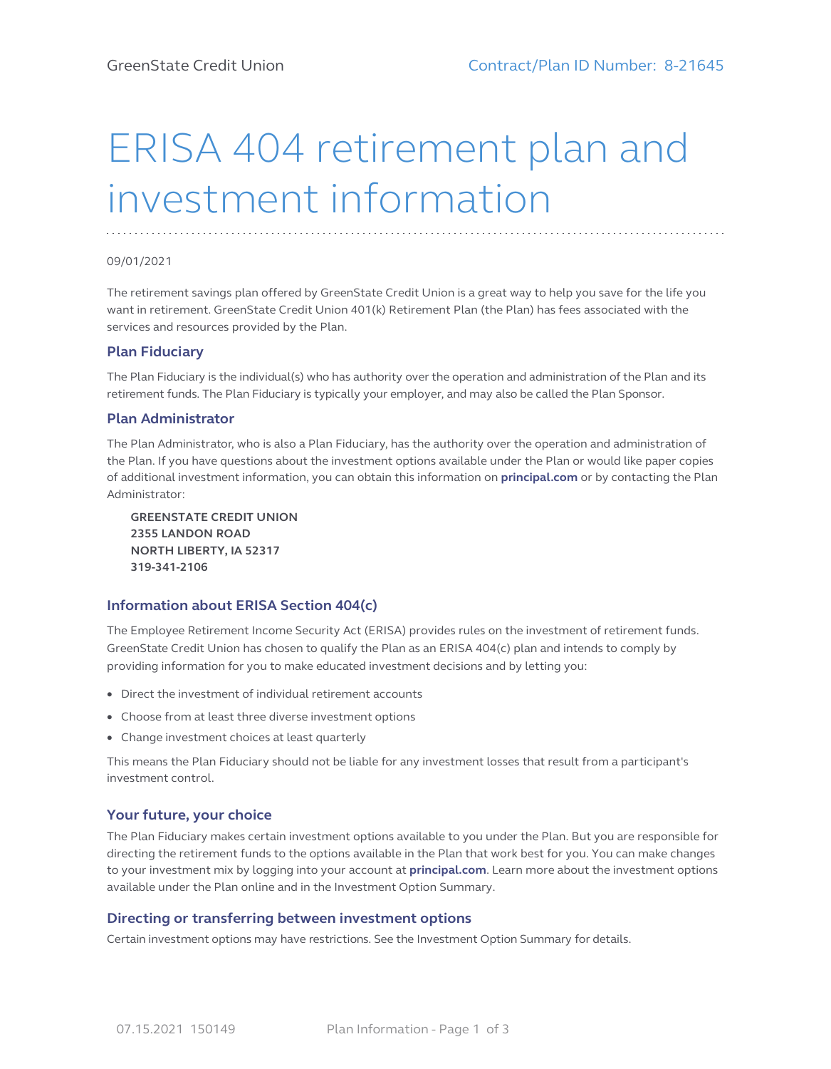GreenState Credit Union Contract/Plan ID Number: 8-21645

# ERISA 404 retirement plan and investment information

09/01/2021

The retirement savings plan offered by GreenState Credit Union is a great way to help you save for the life you want in retirement. GreenState Credit Union 401(k) Retirement Plan (the Plan) has fees associated with the services and resources provided by the Plan.

### Plan Fiduciary

The Plan Fiduciary is the individual(s) who has authority over the operation and administration of the Plan and its retirement funds. The Plan Fiduciary is typically your employer, and may also be called the Plan Sponsor.

### Plan Administrator

The Plan Administrator, who is also a Plan Fiduciary, has the authority over the operation and administration of the Plan. If you have questions about the investment options available under the Plan or would like paper copies of additional investment information, you can obtain this information on **principal.com** or by contacting the Plan Administrator:

**GREENSTATE CREDIT UNION**
**2355 LANDON ROAD**
**NORTH LIBERTY, IA 52317**
**319-341-2106**

### Information about ERISA Section 404(c)

The Employee Retirement Income Security Act (ERISA) provides rules on the investment of retirement funds. GreenState Credit Union has chosen to qualify the Plan as an ERISA 404(c) plan and intends to comply by providing information for you to make educated investment decisions and by letting you:

- Direct the investment of individual retirement accounts
- Choose from at least three diverse investment options
- Change investment choices at least quarterly

This means the Plan Fiduciary should not be liable for any investment losses that result from a participant's investment control.

### Your future, your choice

The Plan Fiduciary makes certain investment options available to you under the Plan. But you are responsible for directing the retirement funds to the options available in the Plan that work best for you. You can make changes to your investment mix by logging into your account at **principal.com**. Learn more about the investment options available under the Plan online and in the Investment Option Summary.

### Directing or transferring between investment options

Certain investment options may have restrictions. See the Investment Option Summary for details.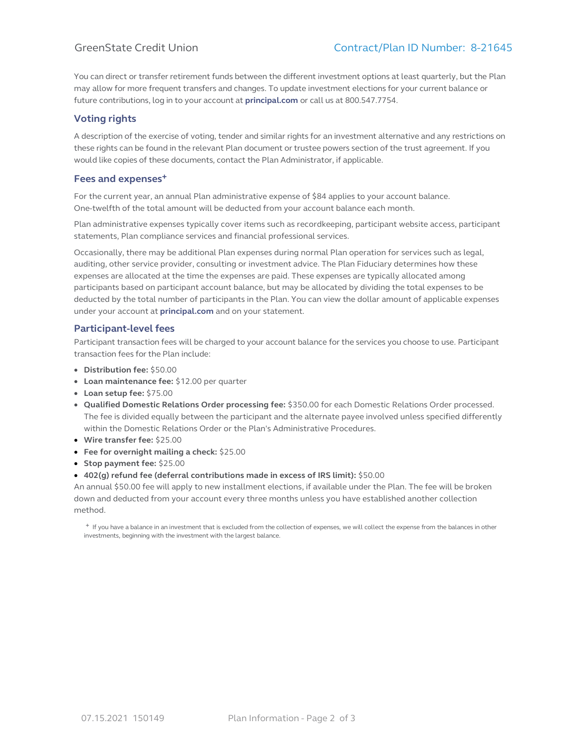You can direct or transfer retirement funds between the different investment options at least quarterly, but the Plan may allow for more frequent transfers and changes. To update investment elections for your current balance or future contributions, log in to your account at **principal.com** or call us at 800.547.7754.

### Voting rights

A description of the exercise of voting, tender and similar rights for an investment alternative and any restrictions on these rights can be found in the relevant Plan document or trustee powers section of the trust agreement. If you would like copies of these documents, contact the Plan Administrator, if applicable.

### Fees and expenses+

For the current year, an annual Plan administrative expense of $84 applies to your account balance. One-twelfth of the total amount will be deducted from your account balance each month.

Plan administrative expenses typically cover items such as recordkeeping, participant website access, participant statements, Plan compliance services and financial professional services.

Occasionally, there may be additional Plan expenses during normal Plan operation for services such as legal, auditing, other service provider, consulting or investment advice. The Plan Fiduciary determines how these expenses are allocated at the time the expenses are paid. These expenses are typically allocated among participants based on participant account balance, but may be allocated by dividing the total expenses to be deducted by the total number of participants in the Plan. You can view the dollar amount of applicable expenses under your account at **principal.com** and on your statement.

### Participant-level fees

Participant transaction fees will be charged to your account balance for the services you choose to use. Participant transaction fees for the Plan include:

- **Distribution fee:** $50.00
- **Loan maintenance fee:** $12.00 per quarter
- **Loan setup fee:** $75.00
- **Qualified Domestic Relations Order processing fee:** $350.00 for each Domestic Relations Order processed. The fee is divided equally between the participant and the alternate payee involved unless specified differently within the Domestic Relations Order or the Plan's Administrative Procedures.
- **Wire transfer fee:** $25.00
- **Fee for overnight mailing a check:** $25.00
- **Stop payment fee:** $25.00
- **402(g) refund fee (deferral contributions made in excess of IRS limit):** $50.00

An annual $50.00 fee will apply to new installment elections, if available under the Plan. The fee will be broken down and deducted from your account every three months unless you have established another collection method.

+ If you have a balance in an investment that is excluded from the collection of expenses, we will collect the expense from the balances in other investments, beginning with the investment with the largest balance.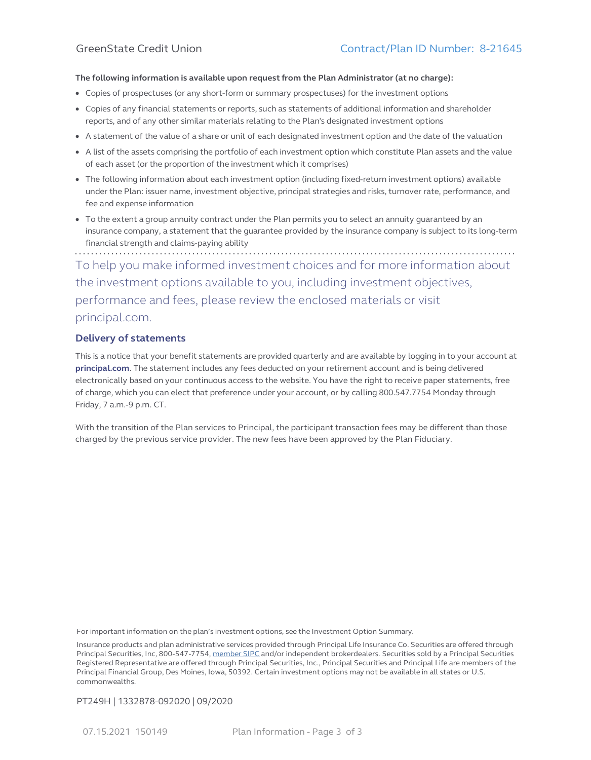**The following information is available upon request from the Plan Administrator (at no charge):**

- Copies of prospectuses (or any short-form or summary prospectuses) for the investment options
- Copies of any financial statements or reports, such as statements of additional information and shareholder reports, and of any other similar materials relating to the Plan's designated investment options
- A statement of the value of a share or unit of each designated investment option and the date of the valuation
- A list of the assets comprising the portfolio of each investment option which constitute Plan assets and the value of each asset (or the proportion of the investment which it comprises)
- The following information about each investment option (including fixed-return investment options) available under the Plan: issuer name, investment objective, principal strategies and risks, turnover rate, performance, and fee and expense information
- To the extent a group annuity contract under the Plan permits you to select an annuity guaranteed by an insurance company, a statement that the guarantee provided by the insurance company is subject to its long-term financial strength and claims-paying ability

To help you make informed investment choices and for more information about the investment options available to you, including investment objectives, performance and fees, please review the enclosed materials or visit principal.com.

### Delivery of statements

This is a notice that your benefit statements are provided quarterly and are available by logging in to your account at **principal.com**. The statement includes any fees deducted on your retirement account and is being delivered electronically based on your continuous access to the website. You have the right to receive paper statements, free of charge, which you can elect that preference under your account, or by calling 800.547.7754 Monday through Friday, 7 a.m.-9 p.m. CT.

With the transition of the Plan services to Principal, the participant transaction fees may be different than those charged by the previous service provider. The new fees have been approved by the Plan Fiduciary.

For important information on the plan's investment options, see the Investment Option Summary.

Insurance products and plan administrative services provided through Principal Life Insurance Co. Securities are offered through Principal Securities, Inc, 800-547-7754, member SIPC and/or independent brokerdealers. Securities sold by a Principal Securities Registered Representative are offered through Principal Securities, Inc., Principal Securities and Principal Life are members of the Principal Financial Group, Des Moines, Iowa, 50392. Certain investment options may not be available in all states or U.S. commonwealths.

PT249H | 1332878-092020 | 09/2020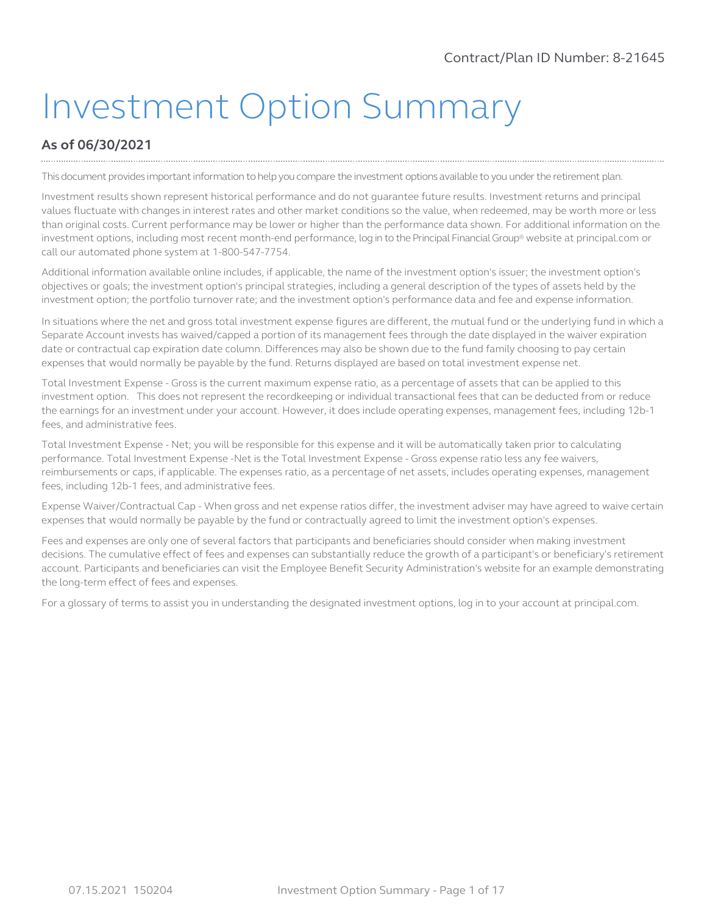Contract/Plan ID Number: 8-21645

# Investment Option Summary

## As of 06/30/2021

This document provides important information to help you compare the investment options available to you under the retirement plan.

Investment results shown represent historical performance and do not guarantee future results. Investment returns and principal values fluctuate with changes in interest rates and other market conditions so the value, when redeemed, may be worth more or less than original costs. Current performance may be lower or higher than the performance data shown. For additional information on the investment options, including most recent month-end performance, log in to the Principal Financial Group® website at principal.com or call our automated phone system at 1-800-547-7754.

Additional information available online includes, if applicable, the name of the investment option's issuer; the investment option's objectives or goals; the investment option's principal strategies, including a general description of the types of assets held by the investment option; the portfolio turnover rate; and the investment option's performance data and fee and expense information.

In situations where the net and gross total investment expense figures are different, the mutual fund or the underlying fund in which a Separate Account invests has waived/capped a portion of its management fees through the date displayed in the waiver expiration date or contractual cap expiration date column. Differences may also be shown due to the fund family choosing to pay certain expenses that would normally be payable by the fund. Returns displayed are based on total investment expense net.

Total Investment Expense - Gross is the current maximum expense ratio, as a percentage of assets that can be applied to this investment option. This does not represent the recordkeeping or individual transactional fees that can be deducted from or reduce the earnings for an investment under your account. However, it does include operating expenses, management fees, including 12b-1 fees, and administrative fees.

Total Investment Expense - Net; you will be responsible for this expense and it will be automatically taken prior to calculating performance. Total Investment Expense -Net is the Total Investment Expense - Gross expense ratio less any fee waivers, reimbursements or caps, if applicable. The expenses ratio, as a percentage of net assets, includes operating expenses, management fees, including 12b-1 fees, and administrative fees.

Expense Waiver/Contractual Cap - When gross and net expense ratios differ, the investment adviser may have agreed to waive certain expenses that would normally be payable by the fund or contractually agreed to limit the investment option's expenses.

Fees and expenses are only one of several factors that participants and beneficiaries should consider when making investment decisions. The cumulative effect of fees and expenses can substantially reduce the growth of a participant's or beneficiary's retirement account. Participants and beneficiaries can visit the Employee Benefit Security Administration's website for an example demonstrating the long-term effect of fees and expenses.

For a glossary of terms to assist you in understanding the designated investment options, log in to your account at principal.com.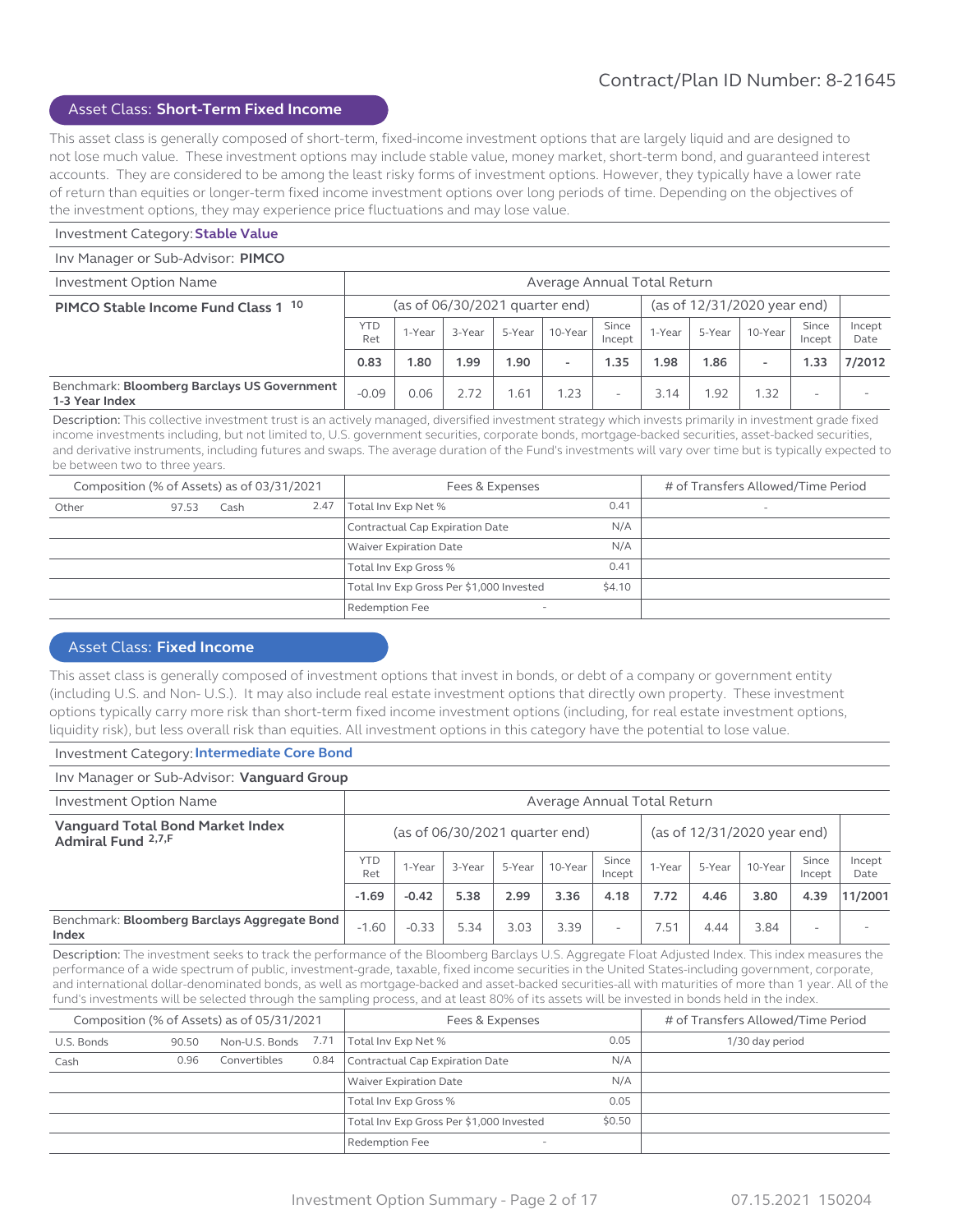Contract/Plan ID Number: 8-21645

## Asset Class: **Short-Term Fixed Income**

This asset class is generally composed of short-term, fixed-income investment options that are largely liquid and are designed to not lose much value. These investment options may include stable value, money market, short-term bond, and guaranteed interest accounts. They are considered to be among the least risky forms of investment options. However, they typically have a lower rate of return than equities or longer-term fixed income investment options over long periods of time. Depending on the objectives of the investment options, they may experience price fluctuations and may lose value.

Investment Category: **Stable Value**

Inv Manager or Sub-Advisor: **PIMCO**

| Investment Option Name | Average Annual Total Return | | | | | | | | | | |
|---|---|---|---|---|---|---|---|---|---|---|---|
| **PIMCO Stable Income Fund Class 1** [10] | (as of 06/30/2021 quarter end) | | | | | | (as of 12/31/2020 year end) | | | | |
| | YTD Ret | 1-Year | 3-Year | 5-Year | 10-Year | Since Incept | 1-Year | 5-Year | 10-Year | Since Incept | Incept Date |
| | **0.83** | **1.80** | **1.99** | **1.90** | **-** | **1.35** | **1.98** | **1.86** | **-** | **1.33** | **7/2012** |
| Benchmark: **Bloomberg Barclays US Government 1-3 Year Index** | -0.09 | 0.06 | 2.72 | 1.61 | 1.23 | - | 3.14 | 1.92 | 1.32 | - | - |

Description: This collective investment trust is an actively managed, diversified investment strategy which invests primarily in investment grade fixed income investments including, but not limited to, U.S. government securities, corporate bonds, mortgage-backed securities, asset-backed securities, and derivative instruments, including futures and swaps. The average duration of the Fund's investments will vary over time but is typically expected to be between two to three years.

| Composition (% of Assets) as of 03/31/2021 | | | | Fees & Expenses | | # of Transfers Allowed/Time Period |
|---|---|---|---|---|---|---|
| Other | 97.53 | Cash | 2.47 | Total Inv Exp Net % | 0.41 | - |
| | | | | Contractual Cap Expiration Date | N/A | |
| | | | | Waiver Expiration Date | N/A | |
| | | | | Total Inv Exp Gross % | 0.41 | |
| | | | | Total Inv Exp Gross Per $1,000 Invested | $4.10 | |
| | | | | Redemption Fee | - | |

## Asset Class: **Fixed Income**

This asset class is generally composed of investment options that invest in bonds, or debt of a company or government entity (including U.S. and Non- U.S.). It may also include real estate investment options that directly own property. These investment options typically carry more risk than short-term fixed income investment options (including, for real estate investment options, liquidity risk), but less overall risk than equities. All investment options in this category have the potential to lose value.

Investment Category: **Intermediate Core Bond**

Inv Manager or Sub-Advisor: **Vanguard Group**

| Investment Option Name | Average Annual Total Return | | | | | | | | | | |
|---|---|---|---|---|---|---|---|---|---|---|---|
| **Vanguard Total Bond Market Index Admiral Fund** [2,7,F] | (as of 06/30/2021 quarter end) | | | | | | (as of 12/31/2020 year end) | | | | |
| | YTD Ret | 1-Year | 3-Year | 5-Year | 10-Year | Since Incept | 1-Year | 5-Year | 10-Year | Since Incept | Incept Date |
| | **-1.69** | **-0.42** | **5.38** | **2.99** | **3.36** | **4.18** | **7.72** | **4.46** | **3.80** | **4.39** | **11/2001** |
| Benchmark: **Bloomberg Barclays Aggregate Bond Index** | -1.60 | -0.33 | 5.34 | 3.03 | 3.39 | - | 7.51 | 4.44 | 3.84 | - | - |

Description: The investment seeks to track the performance of the Bloomberg Barclays U.S. Aggregate Float Adjusted Index. This index measures the performance of a wide spectrum of public, investment-grade, taxable, fixed income securities in the United States-including government, corporate, and international dollar-denominated bonds, as well as mortgage-backed and asset-backed securities-all with maturities of more than 1 year. All of the fund's investments will be selected through the sampling process, and at least 80% of its assets will be invested in bonds held in the index.

| Composition (% of Assets) as of 05/31/2021 | | | | Fees & Expenses | | # of Transfers Allowed/Time Period |
|---|---|---|---|---|---|---|
| U.S. Bonds | 90.50 | Non-U.S. Bonds | 7.71 | Total Inv Exp Net % | 0.05 | 1/30 day period |
| Cash | 0.96 | Convertibles | 0.84 | Contractual Cap Expiration Date | N/A | |
| | | | | Waiver Expiration Date | N/A | |
| | | | | Total Inv Exp Gross % | 0.05 | |
| | | | | Total Inv Exp Gross Per $1,000 Invested | $0.50 | |
| | | | | Redemption Fee | - | |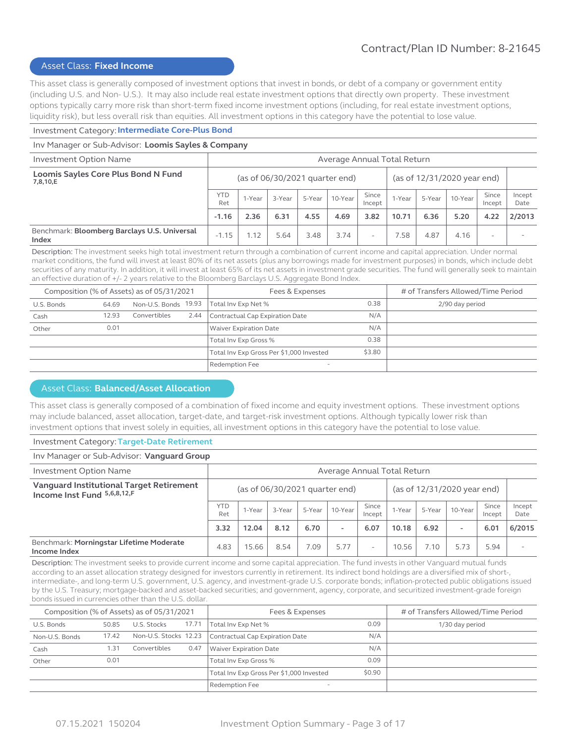Contract/Plan ID Number: 8-21645

## Asset Class: **Fixed Income**

This asset class is generally composed of investment options that invest in bonds, or debt of a company or government entity (including U.S. and Non- U.S.). It may also include real estate investment options that directly own property. These investment options typically carry more risk than short-term fixed income investment options (including, for real estate investment options, liquidity risk), but less overall risk than equities. All investment options in this category have the potential to lose value.

Investment Category: **Intermediate Core-Plus Bond**

Inv Manager or Sub-Advisor: **Loomis Sayles & Company**

| Investment Option Name | Average Annual Total Return | | | | | | | | | | |
|---|---|---|---|---|---|---|---|---|---|---|---|
| **Loomis Sayles Core Plus Bond N Fund** 7,8,10,E | (as of 06/30/2021 quarter end) | | | | | | (as of 12/31/2020 year end) | | | | |
| | YTD Ret | 1-Year | 3-Year | 5-Year | 10-Year | Since Incept | 1-Year | 5-Year | 10-Year | Since Incept | Incept Date |
| | **-1.16** | **2.36** | **6.31** | **4.55** | **4.69** | **3.82** | **10.71** | **6.36** | **5.20** | **4.22** | **2/2013** |
| Benchmark: **Bloomberg Barclays U.S. Universal Index** | -1.15 | 1.12 | 5.64 | 3.48 | 3.74 | - | 7.58 | 4.87 | 4.16 | - | - |

Description: The investment seeks high total investment return through a combination of current income and capital appreciation. Under normal market conditions, the fund will invest at least 80% of its net assets (plus any borrowings made for investment purposes) in bonds, which include debt securities of any maturity. In addition, it will invest at least 65% of its net assets in investment grade securities. The fund will generally seek to maintain an effective duration of +/- 2 years relative to the Bloomberg Barclays U.S. Aggregate Bond Index.

| Composition (% of Assets) as of 05/31/2021 | | | | Fees & Expenses | | # of Transfers Allowed/Time Period |
|---|---|---|---|---|---|---|
| U.S. Bonds | 64.69 | Non-U.S. Bonds | 19.93 | Total Inv Exp Net % | 0.38 | 2/90 day period |
| Cash | 12.93 | Convertibles | 2.44 | Contractual Cap Expiration Date | N/A | |
| Other | 0.01 | | | Waiver Expiration Date | N/A | |
| | | | | Total Inv Exp Gross % | 0.38 | |
| | | | | Total Inv Exp Gross Per $1,000 Invested | $3.80 | |
| | | | | Redemption Fee | - | |

## Asset Class: **Balanced/Asset Allocation**

This asset class is generally composed of a combination of fixed income and equity investment options. These investment options may include balanced, asset allocation, target-date, and target-risk investment options. Although typically lower risk than investment options that invest solely in equities, all investment options in this category have the potential to lose value.

Investment Category: **Target-Date Retirement**

Inv Manager or Sub-Advisor: **Vanguard Group**

| Investment Option Name | Average Annual Total Return | | | | | | | | | | |
|---|---|---|---|---|---|---|---|---|---|---|---|
| **Vanguard Institutional Target Retirement Income Inst Fund** 5,6,8,12,F | (as of 06/30/2021 quarter end) | | | | | | (as of 12/31/2020 year end) | | | | |
| | YTD Ret | 1-Year | 3-Year | 5-Year | 10-Year | Since Incept | 1-Year | 5-Year | 10-Year | Since Incept | Incept Date |
| | **3.32** | **12.04** | **8.12** | **6.70** | **-** | **6.07** | **10.18** | **6.92** | **-** | **6.01** | **6/2015** |
| Benchmark: **Morningstar Lifetime Moderate Income Index** | 4.83 | 15.66 | 8.54 | 7.09 | 5.77 | - | 10.56 | 7.10 | 5.73 | 5.94 | - |

Description: The investment seeks to provide current income and some capital appreciation. The fund invests in other Vanguard mutual funds according to an asset allocation strategy designed for investors currently in retirement. Its indirect bond holdings are a diversified mix of short-, intermediate-, and long-term U.S. government, U.S. agency, and investment-grade U.S. corporate bonds; inflation-protected public obligations issued by the U.S. Treasury; mortgage-backed and asset-backed securities; and government, agency, corporate, and securitized investment-grade foreign bonds issued in currencies other than the U.S. dollar.

| Composition (% of Assets) as of 05/31/2021 | | | | Fees & Expenses | | # of Transfers Allowed/Time Period |
|---|---|---|---|---|---|---|
| U.S. Bonds | 50.85 | U.S. Stocks | 17.71 | Total Inv Exp Net % | 0.09 | 1/30 day period |
| Non-U.S. Bonds | 17.42 | Non-U.S. Stocks | 12.23 | Contractual Cap Expiration Date | N/A | |
| Cash | 1.31 | Convertibles | 0.47 | Waiver Expiration Date | N/A | |
| Other | 0.01 | | | Total Inv Exp Gross % | 0.09 | |
| | | | | Total Inv Exp Gross Per $1,000 Invested | $0.90 | |
| | | | | Redemption Fee | - | |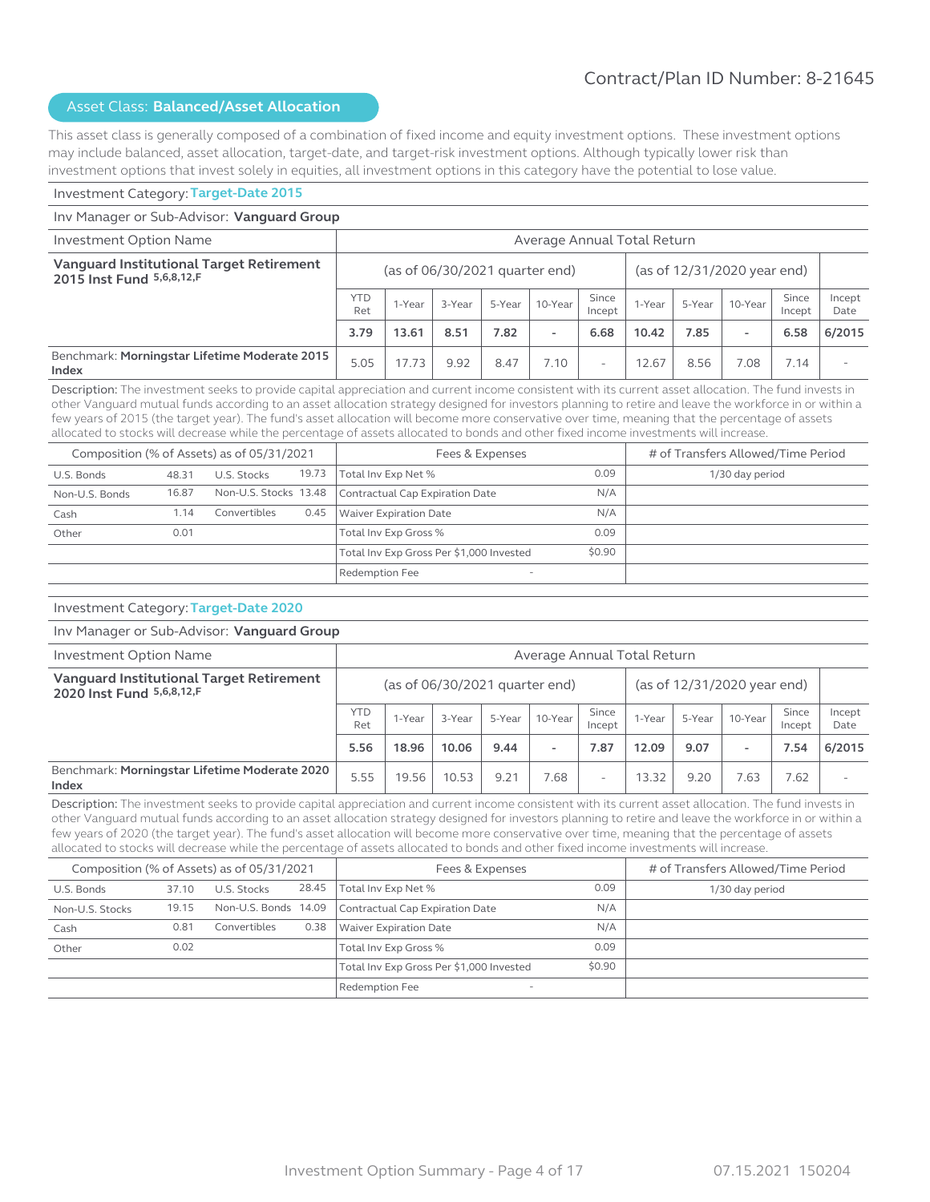Contract/Plan ID Number: 8-21645

## Asset Class: **Balanced/Asset Allocation**

This asset class is generally composed of a combination of fixed income and equity investment options. These investment options may include balanced, asset allocation, target-date, and target-risk investment options. Although typically lower risk than investment options that invest solely in equities, all investment options in this category have the potential to lose value.

### Investment Category: Target-Date 2015

Inv Manager or Sub-Advisor: **Vanguard Group**

| Investment Option Name | Average Annual Total Return | | | | | | | | | | |
|---|---|---|---|---|---|---|---|---|---|---|---|
| **Vanguard Institutional Target Retirement 2015 Inst Fund** 5,6,8,12,F | (as of 06/30/2021 quarter end) | | | | | | (as of 12/31/2020 year end) | | | | |
| | YTD Ret | 1-Year | 3-Year | 5-Year | 10-Year | Since Incept | 1-Year | 5-Year | 10-Year | Since Incept | Incept Date |
| | **3.79** | **13.61** | **8.51** | **7.82** | **-** | **6.68** | **10.42** | **7.85** | **-** | **6.58** | **6/2015** |
| Benchmark: **Morningstar Lifetime Moderate 2015 Index** | 5.05 | 17.73 | 9.92 | 8.47 | 7.10 | - | 12.67 | 8.56 | 7.08 | 7.14 | - |

Description: The investment seeks to provide capital appreciation and current income consistent with its current asset allocation. The fund invests in other Vanguard mutual funds according to an asset allocation strategy designed for investors planning to retire and leave the workforce in or within a few years of 2015 (the target year). The fund's asset allocation will become more conservative over time, meaning that the percentage of assets allocated to stocks will decrease while the percentage of assets allocated to bonds and other fixed income investments will increase.

| Composition (% of Assets) as of 05/31/2021 | | | | Fees & Expenses | | # of Transfers Allowed/Time Period |
|---|---|---|---|---|---|---|
| U.S. Bonds | 48.31 | U.S. Stocks | 19.73 | Total Inv Exp Net % | 0.09 | 1/30 day period |
| Non-U.S. Bonds | 16.87 | Non-U.S. Stocks | 13.48 | Contractual Cap Expiration Date | N/A | |
| Cash | 1.14 | Convertibles | 0.45 | Waiver Expiration Date | N/A | |
| Other | 0.01 | | | Total Inv Exp Gross % | 0.09 | |
| | | | | Total Inv Exp Gross Per $1,000 Invested | $0.90 | |
| | | | | Redemption Fee | - | |

### Investment Category: Target-Date 2020

Inv Manager or Sub-Advisor: **Vanguard Group**

| Investment Option Name | Average Annual Total Return | | | | | | | | | | |
|---|---|---|---|---|---|---|---|---|---|---|---|
| **Vanguard Institutional Target Retirement 2020 Inst Fund** 5,6,8,12,F | (as of 06/30/2021 quarter end) | | | | | | (as of 12/31/2020 year end) | | | | |
| | YTD Ret | 1-Year | 3-Year | 5-Year | 10-Year | Since Incept | 1-Year | 5-Year | 10-Year | Since Incept | Incept Date |
| | **5.56** | **18.96** | **10.06** | **9.44** | **-** | **7.87** | **12.09** | **9.07** | **-** | **7.54** | **6/2015** |
| Benchmark: **Morningstar Lifetime Moderate 2020 Index** | 5.55 | 19.56 | 10.53 | 9.21 | 7.68 | - | 13.32 | 9.20 | 7.63 | 7.62 | - |

Description: The investment seeks to provide capital appreciation and current income consistent with its current asset allocation. The fund invests in other Vanguard mutual funds according to an asset allocation strategy designed for investors planning to retire and leave the workforce in or within a few years of 2020 (the target year). The fund's asset allocation will become more conservative over time, meaning that the percentage of assets allocated to stocks will decrease while the percentage of assets allocated to bonds and other fixed income investments will increase.

| Composition (% of Assets) as of 05/31/2021 | | | | Fees & Expenses | | # of Transfers Allowed/Time Period |
|---|---|---|---|---|---|---|
| U.S. Bonds | 37.10 | U.S. Stocks | 28.45 | Total Inv Exp Net % | 0.09 | 1/30 day period |
| Non-U.S. Stocks | 19.15 | Non-U.S. Bonds | 14.09 | Contractual Cap Expiration Date | N/A | |
| Cash | 0.81 | Convertibles | 0.38 | Waiver Expiration Date | N/A | |
| Other | 0.02 | | | Total Inv Exp Gross % | 0.09 | |
| | | | | Total Inv Exp Gross Per $1,000 Invested | $0.90 | |
| | | | | Redemption Fee | - | |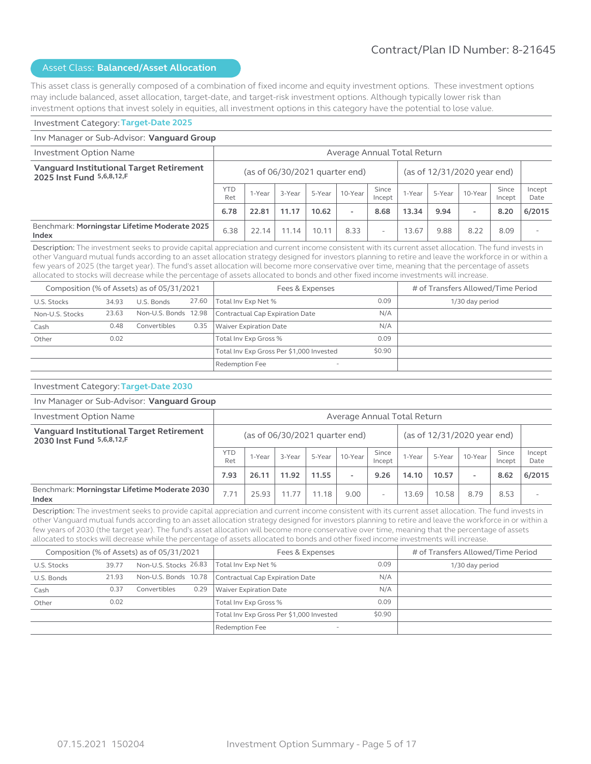Contract/Plan ID Number: 8-21645

## Asset Class: **Balanced/Asset Allocation**

This asset class is generally composed of a combination of fixed income and equity investment options. These investment options may include balanced, asset allocation, target-date, and target-risk investment options. Although typically lower risk than investment options that invest solely in equities, all investment options in this category have the potential to lose value.

### Investment Category: Target-Date 2025

Inv Manager or Sub-Advisor: **Vanguard Group**

| Investment Option Name | Average Annual Total Return | | | | | | | | | | |
|---|---|---|---|---|---|---|---|---|---|---|---|
| **Vanguard Institutional Target Retirement 2025 Inst Fund** 5,6,8,12,F | (as of 06/30/2021 quarter end) | | | | | | (as of 12/31/2020 year end) | | | | |
| | YTD Ret | 1-Year | 3-Year | 5-Year | 10-Year | Since Incept | 1-Year | 5-Year | 10-Year | Since Incept | Incept Date |
| | **6.78** | **22.81** | **11.17** | **10.62** | **-** | **8.68** | **13.34** | **9.94** | **-** | **8.20** | **6/2015** |
| Benchmark: **Morningstar Lifetime Moderate 2025 Index** | 6.38 | 22.14 | 11.14 | 10.11 | 8.33 | - | 13.67 | 9.88 | 8.22 | 8.09 | - |

Description: The investment seeks to provide capital appreciation and current income consistent with its current asset allocation. The fund invests in other Vanguard mutual funds according to an asset allocation strategy designed for investors planning to retire and leave the workforce in or within a few years of 2025 (the target year). The fund's asset allocation will become more conservative over time, meaning that the percentage of assets allocated to stocks will decrease while the percentage of assets allocated to bonds and other fixed income investments will increase.

| Composition (% of Assets) as of 05/31/2021 | | | | Fees & Expenses | | # of Transfers Allowed/Time Period |
|---|---|---|---|---|---|---|
| U.S. Stocks | 34.93 | U.S. Bonds | 27.60 | Total Inv Exp Net % | 0.09 | 1/30 day period |
| Non-U.S. Stocks | 23.63 | Non-U.S. Bonds | 12.98 | Contractual Cap Expiration Date | N/A | |
| Cash | 0.48 | Convertibles | 0.35 | Waiver Expiration Date | N/A | |
| Other | 0.02 | | | Total Inv Exp Gross % | 0.09 | |
| | | | | Total Inv Exp Gross Per $1,000 Invested | $0.90 | |
| | | | | Redemption Fee | - | |

### Investment Category: Target-Date 2030

Inv Manager or Sub-Advisor: **Vanguard Group**

| Investment Option Name | Average Annual Total Return | | | | | | | | | | |
|---|---|---|---|---|---|---|---|---|---|---|---|
| **Vanguard Institutional Target Retirement 2030 Inst Fund** 5,6,8,12,F | (as of 06/30/2021 quarter end) | | | | | | (as of 12/31/2020 year end) | | | | |
| | YTD Ret | 1-Year | 3-Year | 5-Year | 10-Year | Since Incept | 1-Year | 5-Year | 10-Year | Since Incept | Incept Date |
| | **7.93** | **26.11** | **11.92** | **11.55** | **-** | **9.26** | **14.10** | **10.57** | **-** | **8.62** | **6/2015** |
| Benchmark: **Morningstar Lifetime Moderate 2030 Index** | 7.71 | 25.93 | 11.77 | 11.18 | 9.00 | - | 13.69 | 10.58 | 8.79 | 8.53 | - |

Description: The investment seeks to provide capital appreciation and current income consistent with its current asset allocation. The fund invests in other Vanguard mutual funds according to an asset allocation strategy designed for investors planning to retire and leave the workforce in or within a few years of 2030 (the target year). The fund's asset allocation will become more conservative over time, meaning that the percentage of assets allocated to stocks will decrease while the percentage of assets allocated to bonds and other fixed income investments will increase.

| Composition (% of Assets) as of 05/31/2021 | | | | Fees & Expenses | | # of Transfers Allowed/Time Period |
|---|---|---|---|---|---|---|
| U.S. Stocks | 39.77 | Non-U.S. Stocks | 26.83 | Total Inv Exp Net % | 0.09 | 1/30 day period |
| U.S. Bonds | 21.93 | Non-U.S. Bonds | 10.78 | Contractual Cap Expiration Date | N/A | |
| Cash | 0.37 | Convertibles | 0.29 | Waiver Expiration Date | N/A | |
| Other | 0.02 | | | Total Inv Exp Gross % | 0.09 | |
| | | | | Total Inv Exp Gross Per $1,000 Invested | $0.90 | |
| | | | | Redemption Fee | - | |

07.15.2021 150204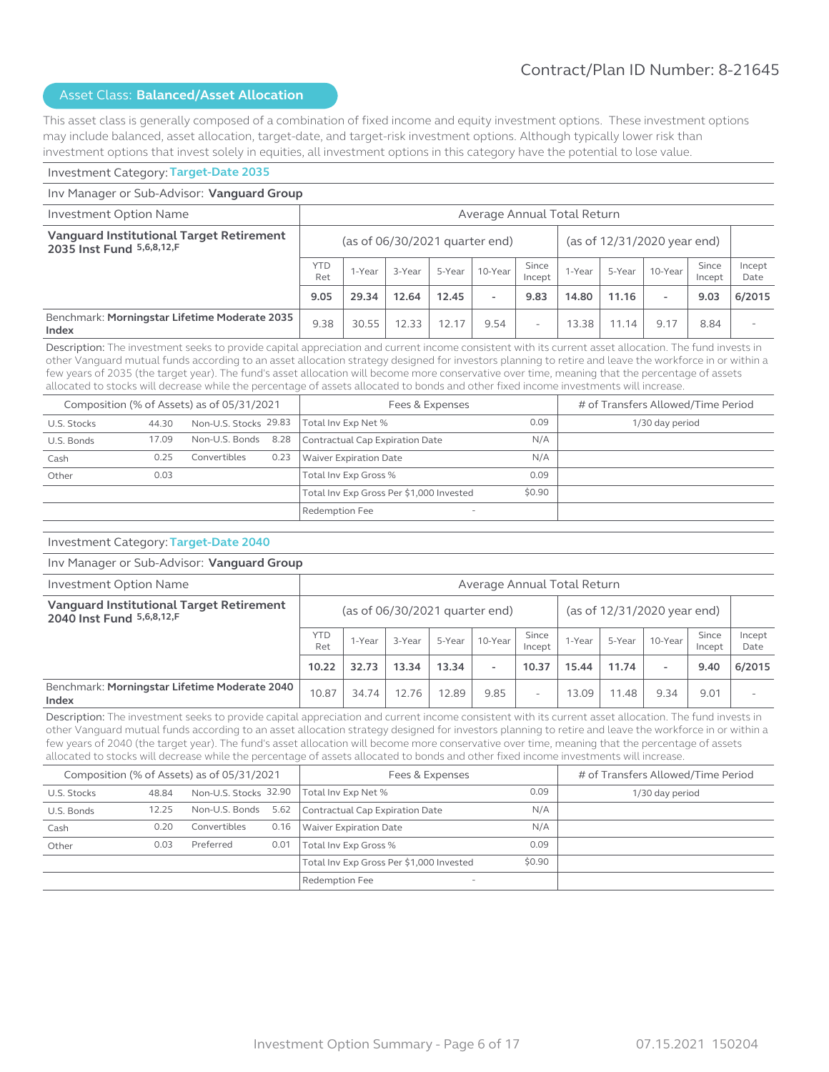Contract/Plan ID Number: 8-21645

## Asset Class: **Balanced/Asset Allocation**

This asset class is generally composed of a combination of fixed income and equity investment options. These investment options may include balanced, asset allocation, target-date, and target-risk investment options. Although typically lower risk than investment options that invest solely in equities, all investment options in this category have the potential to lose value.

### Investment Category: Target-Date 2035

Inv Manager or Sub-Advisor: **Vanguard Group**

| Investment Option Name | Average Annual Total Return | | | | | | | | | | |
|---|---|---|---|---|---|---|---|---|---|---|---|
| **Vanguard Institutional Target Retirement 2035 Inst Fund** 5,6,8,12,F | (as of 06/30/2021 quarter end) | | | | | | (as of 12/31/2020 year end) | | | | |
| | YTD Ret | 1-Year | 3-Year | 5-Year | 10-Year | Since Incept | 1-Year | 5-Year | 10-Year | Since Incept | Incept Date |
| | **9.05** | **29.34** | **12.64** | **12.45** | - | **9.83** | **14.80** | **11.16** | - | **9.03** | **6/2015** |
| Benchmark: **Morningstar Lifetime Moderate 2035 Index** | 9.38 | 30.55 | 12.33 | 12.17 | 9.54 | - | 13.38 | 11.14 | 9.17 | 8.84 | - |

Description: The investment seeks to provide capital appreciation and current income consistent with its current asset allocation. The fund invests in other Vanguard mutual funds according to an asset allocation strategy designed for investors planning to retire and leave the workforce in or within a few years of 2035 (the target year). The fund's asset allocation will become more conservative over time, meaning that the percentage of assets allocated to stocks will decrease while the percentage of assets allocated to bonds and other fixed income investments will increase.

| Composition (% of Assets) as of 05/31/2021 | | | | Fees & Expenses | | # of Transfers Allowed/Time Period |
|---|---|---|---|---|---|---|
| U.S. Stocks | 44.30 | Non-U.S. Stocks | 29.83 | Total Inv Exp Net % | 0.09 | 1/30 day period |
| U.S. Bonds | 17.09 | Non-U.S. Bonds | 8.28 | Contractual Cap Expiration Date | N/A | |
| Cash | 0.25 | Convertibles | 0.23 | Waiver Expiration Date | N/A | |
| Other | 0.03 | | | Total Inv Exp Gross % | 0.09 | |
| | | | | Total Inv Exp Gross Per $1,000 Invested | $0.90 | |
| | | | | Redemption Fee | - | |

### Investment Category: Target-Date 2040

Inv Manager or Sub-Advisor: **Vanguard Group**

| Investment Option Name | Average Annual Total Return | | | | | | | | | | |
|---|---|---|---|---|---|---|---|---|---|---|---|
| **Vanguard Institutional Target Retirement 2040 Inst Fund** 5,6,8,12,F | (as of 06/30/2021 quarter end) | | | | | | (as of 12/31/2020 year end) | | | | |
| | YTD Ret | 1-Year | 3-Year | 5-Year | 10-Year | Since Incept | 1-Year | 5-Year | 10-Year | Since Incept | Incept Date |
| | **10.22** | **32.73** | **13.34** | **13.34** | - | **10.37** | **15.44** | **11.74** | - | **9.40** | **6/2015** |
| Benchmark: **Morningstar Lifetime Moderate 2040 Index** | 10.87 | 34.74 | 12.76 | 12.89 | 9.85 | - | 13.09 | 11.48 | 9.34 | 9.01 | - |

Description: The investment seeks to provide capital appreciation and current income consistent with its current asset allocation. The fund invests in other Vanguard mutual funds according to an asset allocation strategy designed for investors planning to retire and leave the workforce in or within a few years of 2040 (the target year). The fund's asset allocation will become more conservative over time, meaning that the percentage of assets allocated to stocks will decrease while the percentage of assets allocated to bonds and other fixed income investments will increase.

| Composition (% of Assets) as of 05/31/2021 | | | | Fees & Expenses | | # of Transfers Allowed/Time Period |
|---|---|---|---|---|---|---|
| U.S. Stocks | 48.84 | Non-U.S. Stocks | 32.90 | Total Inv Exp Net % | 0.09 | 1/30 day period |
| U.S. Bonds | 12.25 | Non-U.S. Bonds | 5.62 | Contractual Cap Expiration Date | N/A | |
| Cash | 0.20 | Convertibles | 0.16 | Waiver Expiration Date | N/A | |
| Other | 0.03 | Preferred | 0.01 | Total Inv Exp Gross % | 0.09 | |
| | | | | Total Inv Exp Gross Per $1,000 Invested | $0.90 | |
| | | | | Redemption Fee | - | |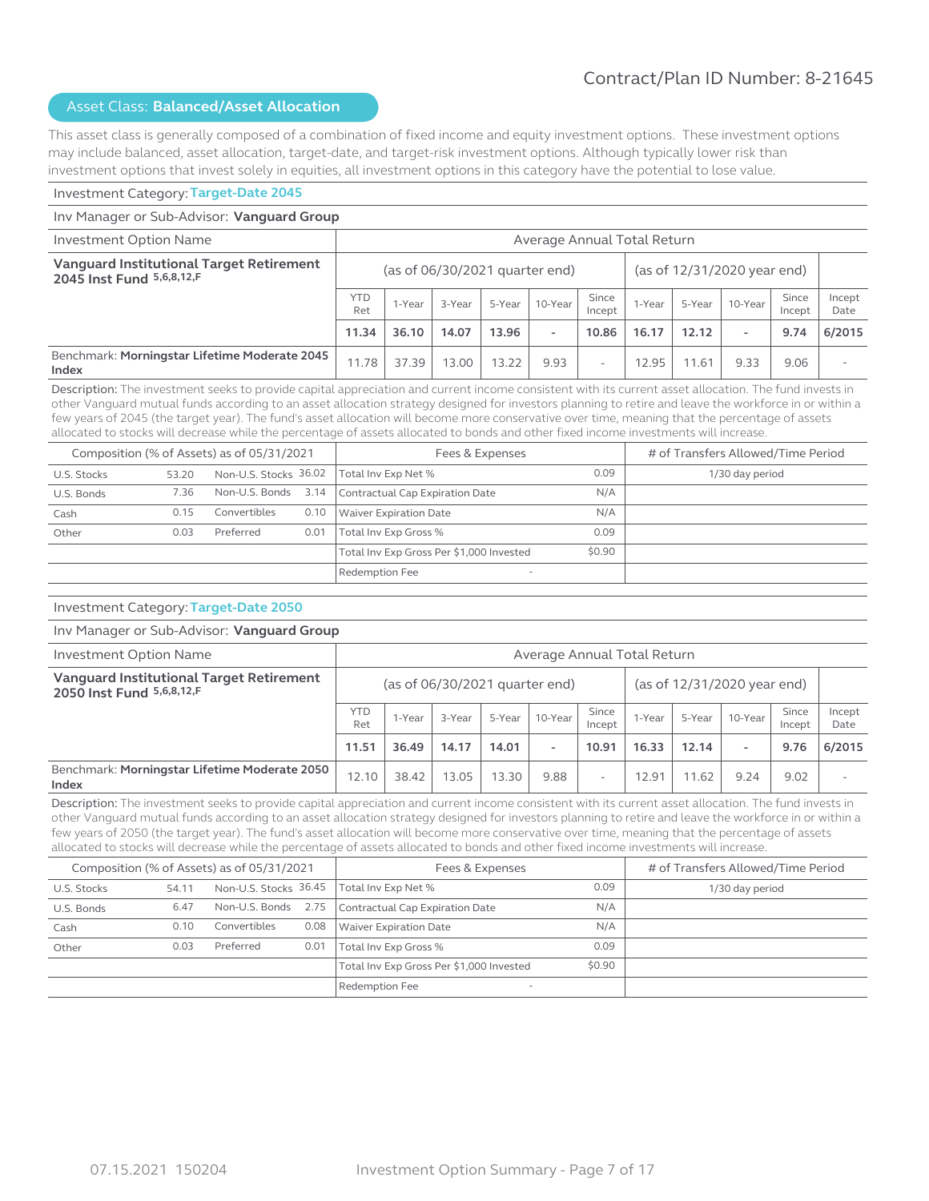Contract/Plan ID Number: 8-21645

## Asset Class: **Balanced/Asset Allocation**

This asset class is generally composed of a combination of fixed income and equity investment options. These investment options may include balanced, asset allocation, target-date, and target-risk investment options. Although typically lower risk than investment options that invest solely in equities, all investment options in this category have the potential to lose value.

### Investment Category: Target-Date 2045

Inv Manager or Sub-Advisor: **Vanguard Group**

| Investment Option Name | Average Annual Total Return | | | | | | | | | | |
|---|---|---|---|---|---|---|---|---|---|---|---|
| **Vanguard Institutional Target Retirement 2045 Inst Fund** [5,6,8,12,F] | (as of 06/30/2021 quarter end) | | | | | | (as of 12/31/2020 year end) | | | | |
| | YTD Ret | 1-Year | 3-Year | 5-Year | 10-Year | Since Incept | 1-Year | 5-Year | 10-Year | Since Incept | Incept Date |
| | **11.34** | **36.10** | **14.07** | **13.96** | - | **10.86** | **16.17** | **12.12** | - | **9.74** | **6/2015** |
| Benchmark: **Morningstar Lifetime Moderate 2045 Index** | 11.78 | 37.39 | 13.00 | 13.22 | 9.93 | - | 12.95 | 11.61 | 9.33 | 9.06 | - |

Description: The investment seeks to provide capital appreciation and current income consistent with its current asset allocation. The fund invests in other Vanguard mutual funds according to an asset allocation strategy designed for investors planning to retire and leave the workforce in or within a few years of 2045 (the target year). The fund's asset allocation will become more conservative over time, meaning that the percentage of assets allocated to stocks will decrease while the percentage of assets allocated to bonds and other fixed income investments will increase.

| Composition (% of Assets) as of 05/31/2021 | | | | Fees & Expenses | | # of Transfers Allowed/Time Period |
|---|---|---|---|---|---|---|
| U.S. Stocks | 53.20 | Non-U.S. Stocks | 36.02 | Total Inv Exp Net % | 0.09 | 1/30 day period |
| U.S. Bonds | 7.36 | Non-U.S. Bonds | 3.14 | Contractual Cap Expiration Date | N/A | |
| Cash | 0.15 | Convertibles | 0.10 | Waiver Expiration Date | N/A | |
| Other | 0.03 | Preferred | 0.01 | Total Inv Exp Gross % | 0.09 | |
| | | | | Total Inv Exp Gross Per $1,000 Invested | $0.90 | |
| | | | | Redemption Fee | - | |

### Investment Category: Target-Date 2050

Inv Manager or Sub-Advisor: **Vanguard Group**

| Investment Option Name | Average Annual Total Return | | | | | | | | | | |
|---|---|---|---|---|---|---|---|---|---|---|---|
| **Vanguard Institutional Target Retirement 2050 Inst Fund** [5,6,8,12,F] | (as of 06/30/2021 quarter end) | | | | | | (as of 12/31/2020 year end) | | | | |
| | YTD Ret | 1-Year | 3-Year | 5-Year | 10-Year | Since Incept | 1-Year | 5-Year | 10-Year | Since Incept | Incept Date |
| | **11.51** | **36.49** | **14.17** | **14.01** | - | **10.91** | **16.33** | **12.14** | - | **9.76** | **6/2015** |
| Benchmark: **Morningstar Lifetime Moderate 2050 Index** | 12.10 | 38.42 | 13.05 | 13.30 | 9.88 | - | 12.91 | 11.62 | 9.24 | 9.02 | - |

Description: The investment seeks to provide capital appreciation and current income consistent with its current asset allocation. The fund invests in other Vanguard mutual funds according to an asset allocation strategy designed for investors planning to retire and leave the workforce in or within a few years of 2050 (the target year). The fund's asset allocation will become more conservative over time, meaning that the percentage of assets allocated to stocks will decrease while the percentage of assets allocated to bonds and other fixed income investments will increase.

| Composition (% of Assets) as of 05/31/2021 | | | | Fees & Expenses | | # of Transfers Allowed/Time Period |
|---|---|---|---|---|---|---|
| U.S. Stocks | 54.11 | Non-U.S. Stocks | 36.45 | Total Inv Exp Net % | 0.09 | 1/30 day period |
| U.S. Bonds | 6.47 | Non-U.S. Bonds | 2.75 | Contractual Cap Expiration Date | N/A | |
| Cash | 0.10 | Convertibles | 0.08 | Waiver Expiration Date | N/A | |
| Other | 0.03 | Preferred | 0.01 | Total Inv Exp Gross % | 0.09 | |
| | | | | Total Inv Exp Gross Per $1,000 Invested | $0.90 | |
| | | | | Redemption Fee | - | |

07.15.2021 150204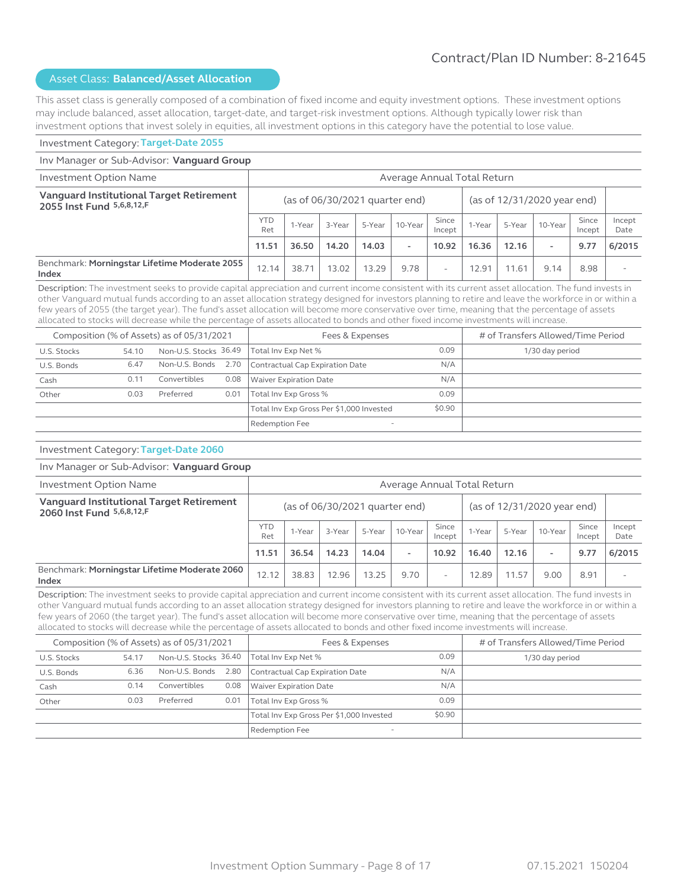Contract/Plan ID Number: 8-21645

## Asset Class: **Balanced/Asset Allocation**

This asset class is generally composed of a combination of fixed income and equity investment options. These investment options may include balanced, asset allocation, target-date, and target-risk investment options. Although typically lower risk than investment options that invest solely in equities, all investment options in this category have the potential to lose value.

### Investment Category: Target-Date 2055

Inv Manager or Sub-Advisor: **Vanguard Group**

| Investment Option Name | Average Annual Total Return | | | | | | | | | | |
|---|---|---|---|---|---|---|---|---|---|---|---|
| | (as of 06/30/2021 quarter end) | | | | | | (as of 12/31/2020 year end) | | | | |
| | YTD Ret | 1-Year | 3-Year | 5-Year | 10-Year | Since Incept | 1-Year | 5-Year | 10-Year | Since Incept | Incept Date |
| **Vanguard Institutional Target Retirement 2055 Inst Fund** 5,6,8,12,F | **11.51** | **36.50** | **14.20** | **14.03** | - | **10.92** | **16.36** | **12.16** | - | **9.77** | **6/2015** |
| Benchmark: **Morningstar Lifetime Moderate 2055 Index** | 12.14 | 38.71 | 13.02 | 13.29 | 9.78 | - | 12.91 | 11.61 | 9.14 | 8.98 | - |

Description: The investment seeks to provide capital appreciation and current income consistent with its current asset allocation. The fund invests in other Vanguard mutual funds according to an asset allocation strategy designed for investors planning to retire and leave the workforce in or within a few years of 2055 (the target year). The fund's asset allocation will become more conservative over time, meaning that the percentage of assets allocated to stocks will decrease while the percentage of assets allocated to bonds and other fixed income investments will increase.

| Composition (% of Assets) as of 05/31/2021 | | | | Fees & Expenses | | # of Transfers Allowed/Time Period |
|---|---|---|---|---|---|---|
| U.S. Stocks | 54.10 | Non-U.S. Stocks | 36.49 | Total Inv Exp Net % | 0.09 | 1/30 day period |
| U.S. Bonds | 6.47 | Non-U.S. Bonds | 2.70 | Contractual Cap Expiration Date | N/A | |
| Cash | 0.11 | Convertibles | 0.08 | Waiver Expiration Date | N/A | |
| Other | 0.03 | Preferred | 0.01 | Total Inv Exp Gross % | 0.09 | |
| | | | | Total Inv Exp Gross Per $1,000 Invested | $0.90 | |
| | | | | Redemption Fee | - | |

### Investment Category: Target-Date 2060

Inv Manager or Sub-Advisor: **Vanguard Group**

| Investment Option Name | Average Annual Total Return | | | | | | | | | | |
|---|---|---|---|---|---|---|---|---|---|---|---|
| | (as of 06/30/2021 quarter end) | | | | | | (as of 12/31/2020 year end) | | | | |
| | YTD Ret | 1-Year | 3-Year | 5-Year | 10-Year | Since Incept | 1-Year | 5-Year | 10-Year | Since Incept | Incept Date |
| **Vanguard Institutional Target Retirement 2060 Inst Fund** 5,6,8,12,F | **11.51** | **36.54** | **14.23** | **14.04** | - | **10.92** | **16.40** | **12.16** | - | **9.77** | **6/2015** |
| Benchmark: **Morningstar Lifetime Moderate 2060 Index** | 12.12 | 38.83 | 12.96 | 13.25 | 9.70 | - | 12.89 | 11.57 | 9.00 | 8.91 | - |

Description: The investment seeks to provide capital appreciation and current income consistent with its current asset allocation. The fund invests in other Vanguard mutual funds according to an asset allocation strategy designed for investors planning to retire and leave the workforce in or within a few years of 2060 (the target year). The fund's asset allocation will become more conservative over time, meaning that the percentage of assets allocated to stocks will decrease while the percentage of assets allocated to bonds and other fixed income investments will increase.

| Composition (% of Assets) as of 05/31/2021 | | | | Fees & Expenses | | # of Transfers Allowed/Time Period |
|---|---|---|---|---|---|---|
| U.S. Stocks | 54.17 | Non-U.S. Stocks | 36.40 | Total Inv Exp Net % | 0.09 | 1/30 day period |
| U.S. Bonds | 6.36 | Non-U.S. Bonds | 2.80 | Contractual Cap Expiration Date | N/A | |
| Cash | 0.14 | Convertibles | 0.08 | Waiver Expiration Date | N/A | |
| Other | 0.03 | Preferred | 0.01 | Total Inv Exp Gross % | 0.09 | |
| | | | | Total Inv Exp Gross Per $1,000 Invested | $0.90 | |
| | | | | Redemption Fee | - | |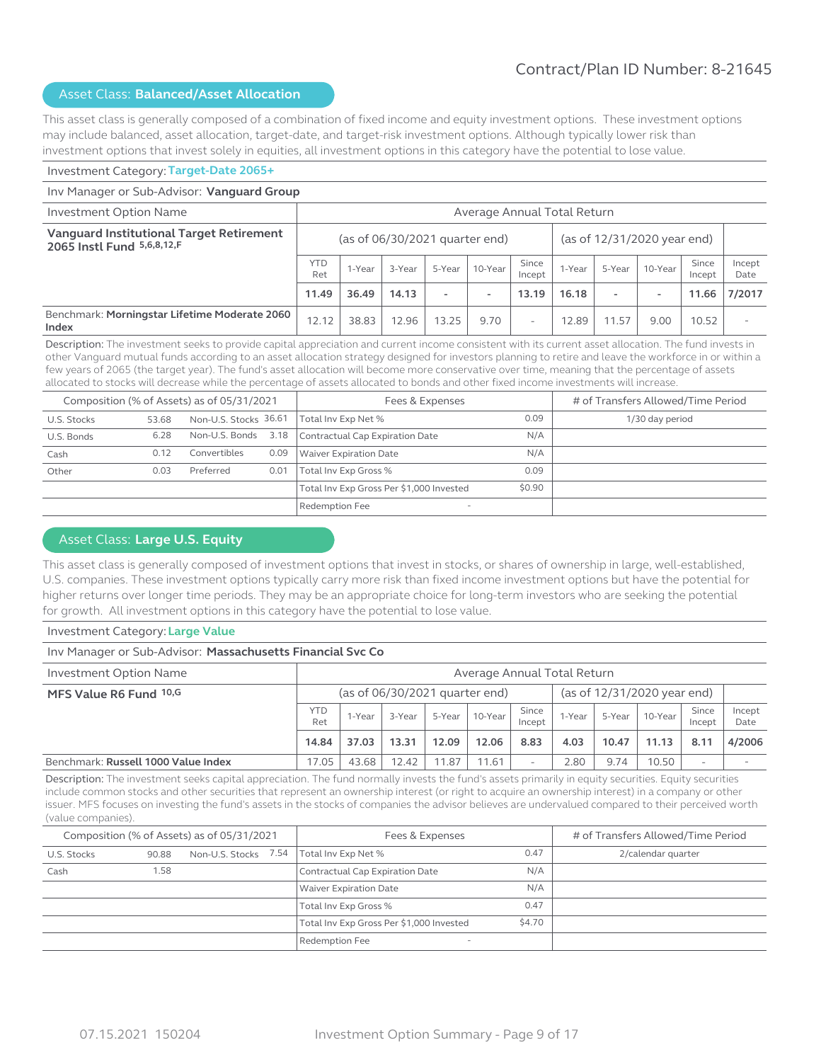Contract/Plan ID Number: 8-21645

## Asset Class: **Balanced/Asset Allocation**

This asset class is generally composed of a combination of fixed income and equity investment options. These investment options may include balanced, asset allocation, target-date, and target-risk investment options. Although typically lower risk than investment options that invest solely in equities, all investment options in this category have the potential to lose value.

Investment Category: **Target-Date 2065+**

Inv Manager or Sub-Advisor: **Vanguard Group**

| Investment Option Name | Average Annual Total Return | | | | | | | | | | |
|---|---|---|---|---|---|---|---|---|---|---|---|
| **Vanguard Institutional Target Retirement 2065 Instl Fund** 5,6,8,12,F | (as of 06/30/2021 quarter end) | | | | | | (as of 12/31/2020 year end) | | | | |
| | YTD Ret | 1-Year | 3-Year | 5-Year | 10-Year | Since Incept | 1-Year | 5-Year | 10-Year | Since Incept | Incept Date |
| | **11.49** | **36.49** | **14.13** | **-** | **-** | **13.19** | **16.18** | **-** | **-** | **11.66** | **7/2017** |
| Benchmark: **Morningstar Lifetime Moderate 2060 Index** | 12.12 | 38.83 | 12.96 | 13.25 | 9.70 | - | 12.89 | 11.57 | 9.00 | 10.52 | - |

Description: The investment seeks to provide capital appreciation and current income consistent with its current asset allocation. The fund invests in other Vanguard mutual funds according to an asset allocation strategy designed for investors planning to retire and leave the workforce in or within a few years of 2065 (the target year). The fund's asset allocation will become more conservative over time, meaning that the percentage of assets allocated to stocks will decrease while the percentage of assets allocated to bonds and other fixed income investments will increase.

| Composition (% of Assets) as of 05/31/2021 | | | | Fees & Expenses | | # of Transfers Allowed/Time Period |
|---|---|---|---|---|---|---|
| U.S. Stocks | 53.68 | Non-U.S. Stocks | 36.61 | Total Inv Exp Net % | 0.09 | 1/30 day period |
| U.S. Bonds | 6.28 | Non-U.S. Bonds | 3.18 | Contractual Cap Expiration Date | N/A | |
| Cash | 0.12 | Convertibles | 0.09 | Waiver Expiration Date | N/A | |
| Other | 0.03 | Preferred | 0.01 | Total Inv Exp Gross % | 0.09 | |
| | | | | Total Inv Exp Gross Per $1,000 Invested | $0.90 | |
| | | | | Redemption Fee | - | |

## Asset Class: **Large U.S. Equity**

This asset class is generally composed of investment options that invest in stocks, or shares of ownership in large, well-established, U.S. companies. These investment options typically carry more risk than fixed income investment options but have the potential for higher returns over longer time periods. They may be an appropriate choice for long-term investors who are seeking the potential for growth. All investment options in this category have the potential to lose value.

Investment Category: **Large Value**

Inv Manager or Sub-Advisor: **Massachusetts Financial Svc Co**

| Investment Option Name | Average Annual Total Return | | | | | | | | | | |
|---|---|---|---|---|---|---|---|---|---|---|---|
| **MFS Value R6 Fund** 10,G | (as of 06/30/2021 quarter end) | | | | | | (as of 12/31/2020 year end) | | | | |
| | YTD Ret | 1-Year | 3-Year | 5-Year | 10-Year | Since Incept | 1-Year | 5-Year | 10-Year | Since Incept | Incept Date |
| | **14.84** | **37.03** | **13.31** | **12.09** | **12.06** | **8.83** | **4.03** | **10.47** | **11.13** | **8.11** | **4/2006** |
| Benchmark: **Russell 1000 Value Index** | 17.05 | 43.68 | 12.42 | 11.87 | 11.61 | - | 2.80 | 9.74 | 10.50 | - | - |

Description: The investment seeks capital appreciation. The fund normally invests the fund's assets primarily in equity securities. Equity securities include common stocks and other securities that represent an ownership interest (or right to acquire an ownership interest) in a company or other issuer. MFS focuses on investing the fund's assets in the stocks of companies the advisor believes are undervalued compared to their perceived worth (value companies).

| Composition (% of Assets) as of 05/31/2021 | | | | Fees & Expenses | | # of Transfers Allowed/Time Period |
|---|---|---|---|---|---|---|
| U.S. Stocks | 90.88 | Non-U.S. Stocks | 7.54 | Total Inv Exp Net % | 0.47 | 2/calendar quarter |
| Cash | 1.58 | | | Contractual Cap Expiration Date | N/A | |
| | | | | Waiver Expiration Date | N/A | |
| | | | | Total Inv Exp Gross % | 0.47 | |
| | | | | Total Inv Exp Gross Per $1,000 Invested | $4.70 | |
| | | | | Redemption Fee | - | |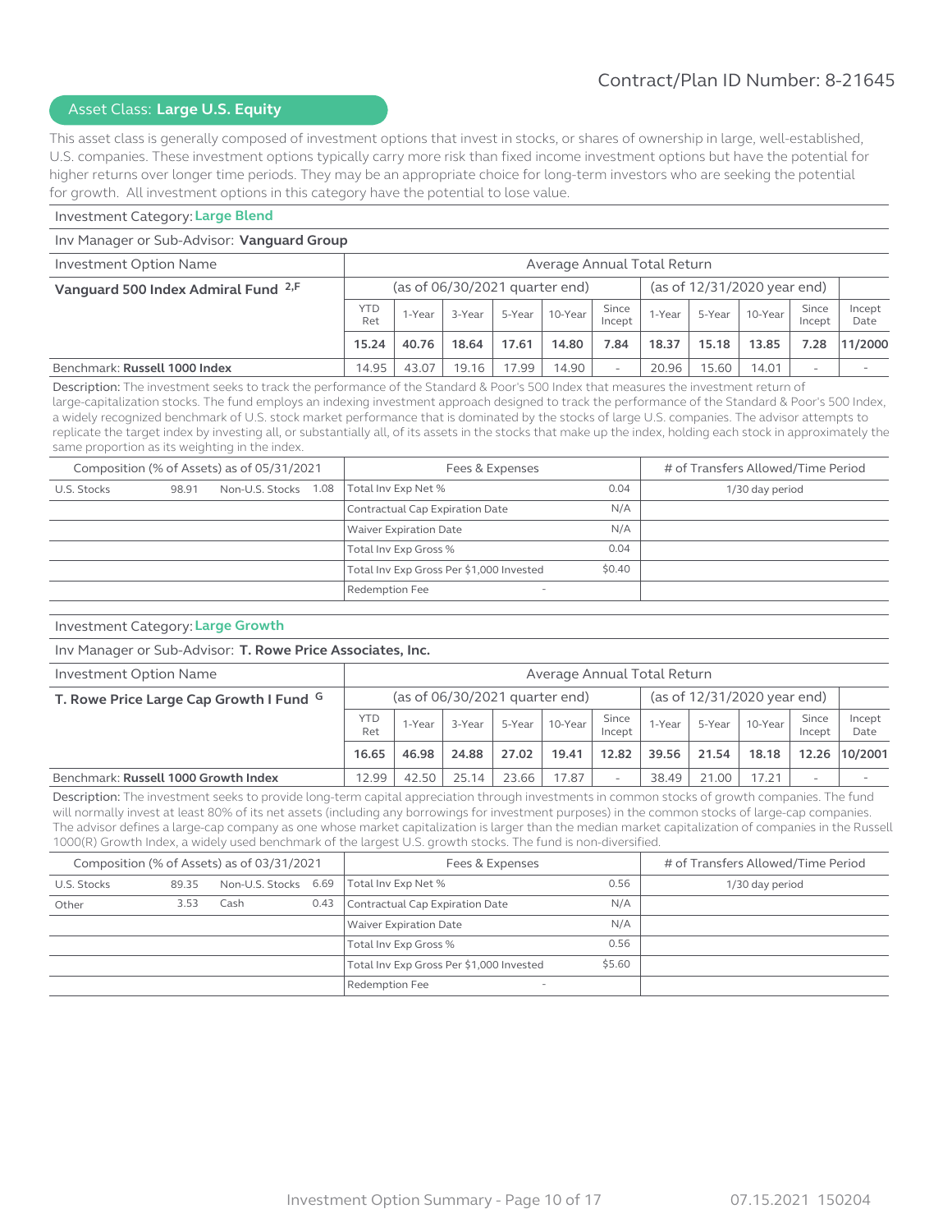Contract/Plan ID Number: 8-21645

## Asset Class: **Large U.S. Equity**

This asset class is generally composed of investment options that invest in stocks, or shares of ownership in large, well-established, U.S. companies. These investment options typically carry more risk than fixed income investment options but have the potential for higher returns over longer time periods. They may be an appropriate choice for long-term investors who are seeking the potential for growth. All investment options in this category have the potential to lose value.

### Investment Category: Large Blend

Inv Manager or Sub-Advisor: **Vanguard Group**

| Investment Option Name | Average Annual Total Return | | | | | | | | | | |
|---|---|---|---|---|---|---|---|---|---|---|---|
| **Vanguard 500 Index Admiral Fund** [2,F] | (as of 06/30/2021 quarter end) | | | | | | (as of 12/31/2020 year end) | | | | |
| | YTD Ret | 1-Year | 3-Year | 5-Year | 10-Year | Since Incept | 1-Year | 5-Year | 10-Year | Since Incept | Incept Date |
| | **15.24** | **40.76** | **18.64** | **17.61** | **14.80** | **7.84** | **18.37** | **15.18** | **13.85** | **7.28** | **11/2000** |
| Benchmark: **Russell 1000 Index** | 14.95 | 43.07 | 19.16 | 17.99 | 14.90 | - | 20.96 | 15.60 | 14.01 | - | - |

Description: The investment seeks to track the performance of the Standard & Poor's 500 Index that measures the investment return of large-capitalization stocks. The fund employs an indexing investment approach designed to track the performance of the Standard & Poor's 500 Index, a widely recognized benchmark of U.S. stock market performance that is dominated by the stocks of large U.S. companies. The advisor attempts to replicate the target index by investing all, or substantially all, of its assets in the stocks that make up the index, holding each stock in approximately the same proportion as its weighting in the index.

| Composition (% of Assets) as of 05/31/2021 | | | | Fees & Expenses | | # of Transfers Allowed/Time Period |
|---|---|---|---|---|---|---|
| U.S. Stocks | 98.91 | Non-U.S. Stocks | 1.08 | Total Inv Exp Net % | 0.04 | 1/30 day period |
| | | | | Contractual Cap Expiration Date | N/A | |
| | | | | Waiver Expiration Date | N/A | |
| | | | | Total Inv Exp Gross % | 0.04 | |
| | | | | Total Inv Exp Gross Per $1,000 Invested | $0.40 | |
| | | | | Redemption Fee | - | |

### Investment Category: Large Growth

Inv Manager or Sub-Advisor: **T. Rowe Price Associates, Inc.**

| Investment Option Name | Average Annual Total Return | | | | | | | | | | |
|---|---|---|---|---|---|---|---|---|---|---|---|
| **T. Rowe Price Large Cap Growth I Fund** [G] | (as of 06/30/2021 quarter end) | | | | | | (as of 12/31/2020 year end) | | | | |
| | YTD Ret | 1-Year | 3-Year | 5-Year | 10-Year | Since Incept | 1-Year | 5-Year | 10-Year | Since Incept | Incept Date |
| | **16.65** | **46.98** | **24.88** | **27.02** | **19.41** | **12.82** | **39.56** | **21.54** | **18.18** | **12.26** | **10/2001** |
| Benchmark: **Russell 1000 Growth Index** | 12.99 | 42.50 | 25.14 | 23.66 | 17.87 | - | 38.49 | 21.00 | 17.21 | - | - |

Description: The investment seeks to provide long-term capital appreciation through investments in common stocks of growth companies. The fund will normally invest at least 80% of its net assets (including any borrowings for investment purposes) in the common stocks of large-cap companies. The advisor defines a large-cap company as one whose market capitalization is larger than the median market capitalization of companies in the Russell 1000(R) Growth Index, a widely used benchmark of the largest U.S. growth stocks. The fund is non-diversified.

| Composition (% of Assets) as of 03/31/2021 | | | | Fees & Expenses | | # of Transfers Allowed/Time Period |
|---|---|---|---|---|---|---|
| U.S. Stocks | 89.35 | Non-U.S. Stocks | 6.69 | Total Inv Exp Net % | 0.56 | 1/30 day period |
| Other | 3.53 | Cash | 0.43 | Contractual Cap Expiration Date | N/A | |
| | | | | Waiver Expiration Date | N/A | |
| | | | | Total Inv Exp Gross % | 0.56 | |
| | | | | Total Inv Exp Gross Per $1,000 Invested | $5.60 | |
| | | | | Redemption Fee | - | |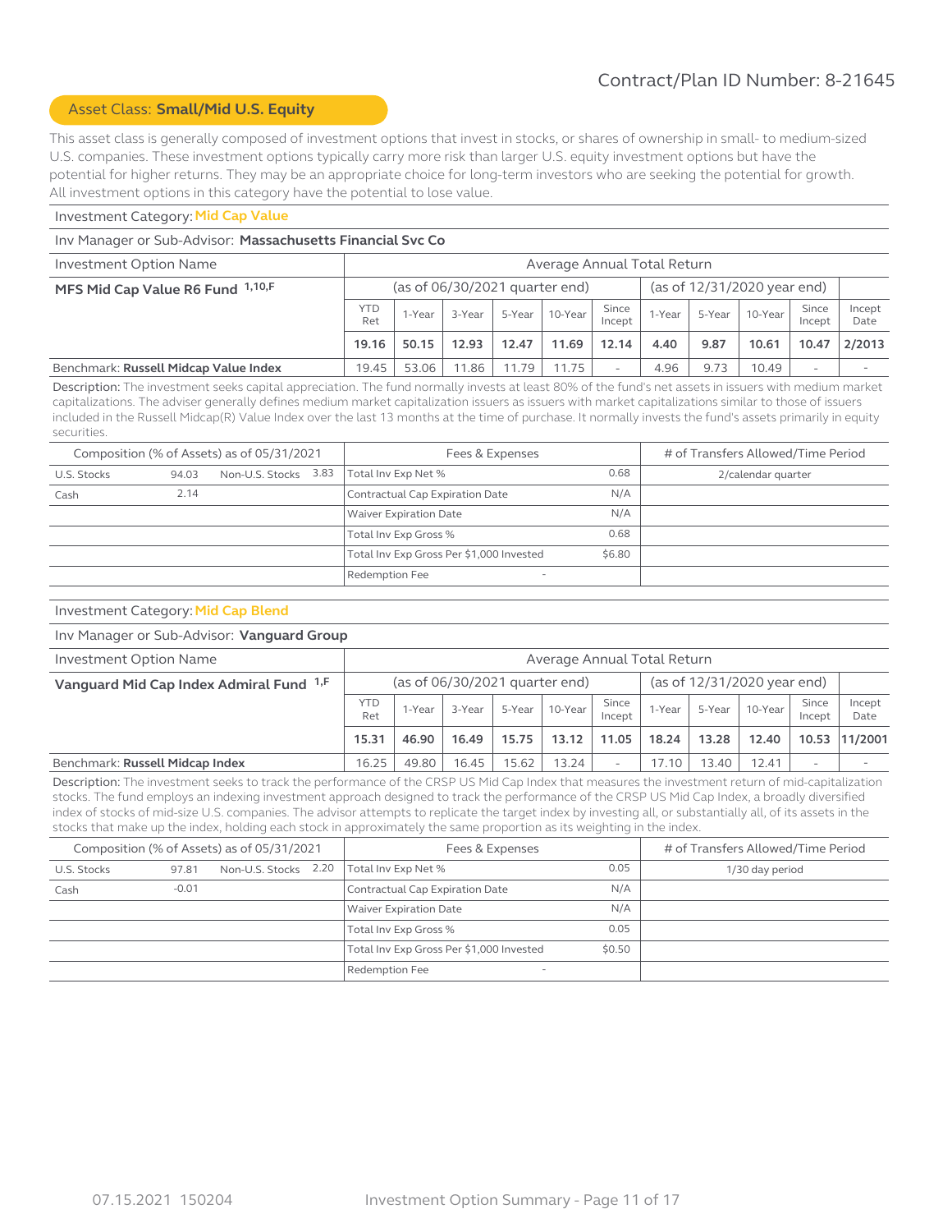Contract/Plan ID Number: 8-21645

## Asset Class: **Small/Mid U.S. Equity**

This asset class is generally composed of investment options that invest in stocks, or shares of ownership in small- to medium-sized U.S. companies. These investment options typically carry more risk than larger U.S. equity investment options but have the potential for higher returns. They may be an appropriate choice for long-term investors who are seeking the potential for growth. All investment options in this category have the potential to lose value.

### Investment Category: Mid Cap Value

Inv Manager or Sub-Advisor: **Massachusetts Financial Svc Co**

| Investment Option Name | Average Annual Total Return | | | | | | | | | | |
|---|---|---|---|---|---|---|---|---|---|---|---|
| **MFS Mid Cap Value R6 Fund** [1,10,F] | (as of 06/30/2021 quarter end) | | | | | | (as of 12/31/2020 year end) | | | | |
| | YTD Ret | 1-Year | 3-Year | 5-Year | 10-Year | Since Incept | 1-Year | 5-Year | 10-Year | Since Incept | Incept Date |
| | **19.16** | **50.15** | **12.93** | **12.47** | **11.69** | **12.14** | **4.40** | **9.87** | **10.61** | **10.47** | **2/2013** |
| Benchmark: **Russell Midcap Value Index** | 19.45 | 53.06 | 11.86 | 11.79 | 11.75 | - | 4.96 | 9.73 | 10.49 | - | - |

Description: The investment seeks capital appreciation. The fund normally invests at least 80% of the fund's net assets in issuers with medium market capitalizations. The adviser generally defines medium market capitalization issuers as issuers with market capitalizations similar to those of issuers included in the Russell Midcap(R) Value Index over the last 13 months at the time of purchase. It normally invests the fund's assets primarily in equity securities.

| Composition (% of Assets) as of 05/31/2021 | | | | Fees & Expenses | | # of Transfers Allowed/Time Period |
|---|---|---|---|---|---|---|
| U.S. Stocks | 94.03 | Non-U.S. Stocks | 3.83 | Total Inv Exp Net % | 0.68 | 2/calendar quarter |
| Cash | 2.14 | | | Contractual Cap Expiration Date | N/A | |
| | | | | Waiver Expiration Date | N/A | |
| | | | | Total Inv Exp Gross % | 0.68 | |
| | | | | Total Inv Exp Gross Per $1,000 Invested | $6.80 | |
| | | | | Redemption Fee | - | |

### Investment Category: Mid Cap Blend

Inv Manager or Sub-Advisor: **Vanguard Group**

| Investment Option Name | Average Annual Total Return | | | | | | | | | | |
|---|---|---|---|---|---|---|---|---|---|---|---|
| **Vanguard Mid Cap Index Admiral Fund** [1,F] | (as of 06/30/2021 quarter end) | | | | | | (as of 12/31/2020 year end) | | | | |
| | YTD Ret | 1-Year | 3-Year | 5-Year | 10-Year | Since Incept | 1-Year | 5-Year | 10-Year | Since Incept | Incept Date |
| | **15.31** | **46.90** | **16.49** | **15.75** | **13.12** | **11.05** | **18.24** | **13.28** | **12.40** | **10.53** | **11/2001** |
| Benchmark: **Russell Midcap Index** | 16.25 | 49.80 | 16.45 | 15.62 | 13.24 | - | 17.10 | 13.40 | 12.41 | - | - |

Description: The investment seeks to track the performance of the CRSP US Mid Cap Index that measures the investment return of mid-capitalization stocks. The fund employs an indexing investment approach designed to track the performance of the CRSP US Mid Cap Index, a broadly diversified index of stocks of mid-size U.S. companies. The advisor attempts to replicate the target index by investing all, or substantially all, of its assets in the stocks that make up the index, holding each stock in approximately the same proportion as its weighting in the index.

| Composition (% of Assets) as of 05/31/2021 | | | | Fees & Expenses | | # of Transfers Allowed/Time Period |
|---|---|---|---|---|---|---|
| U.S. Stocks | 97.81 | Non-U.S. Stocks | 2.20 | Total Inv Exp Net % | 0.05 | 1/30 day period |
| Cash | -0.01 | | | Contractual Cap Expiration Date | N/A | |
| | | | | Waiver Expiration Date | N/A | |
| | | | | Total Inv Exp Gross % | 0.05 | |
| | | | | Total Inv Exp Gross Per $1,000 Invested | $0.50 | |
| | | | | Redemption Fee | - | |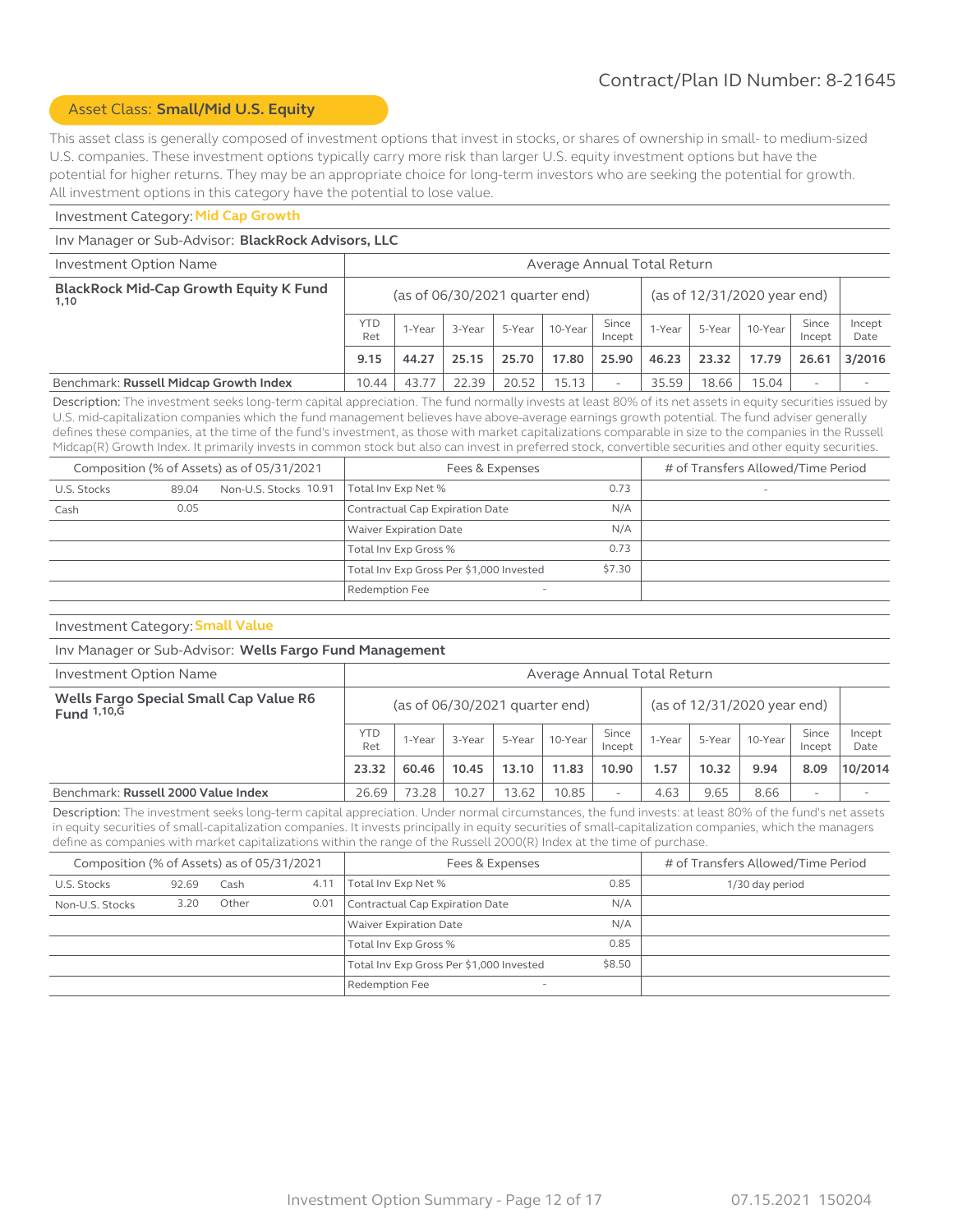Contract/Plan ID Number: 8-21645

## Asset Class: **Small/Mid U.S. Equity**

This asset class is generally composed of investment options that invest in stocks, or shares of ownership in small- to medium-sized U.S. companies. These investment options typically carry more risk than larger U.S. equity investment options but have the potential for higher returns. They may be an appropriate choice for long-term investors who are seeking the potential for growth. All investment options in this category have the potential to lose value.

### Investment Category: Mid Cap Growth

Inv Manager or Sub-Advisor: **BlackRock Advisors, LLC**

| Investment Option Name | Average Annual Total Return | | | | | | | | | | |
|---|---|---|---|---|---|---|---|---|---|---|---|
| **BlackRock Mid-Cap Growth Equity K Fund** [1,10] | (as of 06/30/2021 quarter end) | | | | | | (as of 12/31/2020 year end) | | | | |
| | YTD Ret | 1-Year | 3-Year | 5-Year | 10-Year | Since Incept | 1-Year | 5-Year | 10-Year | Since Incept | Incept Date |
| | **9.15** | **44.27** | **25.15** | **25.70** | **17.80** | **25.90** | **46.23** | **23.32** | **17.79** | **26.61** | **3/2016** |
| Benchmark: **Russell Midcap Growth Index** | 10.44 | 43.77 | 22.39 | 20.52 | 15.13 | - | 35.59 | 18.66 | 15.04 | - | - |

Description: The investment seeks long-term capital appreciation. The fund normally invests at least 80% of its net assets in equity securities issued by U.S. mid-capitalization companies which the fund management believes have above-average earnings growth potential. The fund adviser generally defines these companies, at the time of the fund's investment, as those with market capitalizations comparable in size to the companies in the Russell Midcap(R) Growth Index. It primarily invests in common stock but also can invest in preferred stock, convertible securities and other equity securities.

| Composition (% of Assets) as of 05/31/2021 | | | | Fees & Expenses | | # of Transfers Allowed/Time Period |
|---|---|---|---|---|---|---|
| U.S. Stocks | 89.04 | Non-U.S. Stocks | 10.91 | Total Inv Exp Net % | 0.73 | - |
| Cash | 0.05 | | | Contractual Cap Expiration Date | N/A | |
| | | | | Waiver Expiration Date | N/A | |
| | | | | Total Inv Exp Gross % | 0.73 | |
| | | | | Total Inv Exp Gross Per $1,000 Invested | $7.30 | |
| | | | | Redemption Fee | - | |

### Investment Category: Small Value

Inv Manager or Sub-Advisor: **Wells Fargo Fund Management**

| Investment Option Name | Average Annual Total Return | | | | | | | | | | |
|---|---|---|---|---|---|---|---|---|---|---|---|
| **Wells Fargo Special Small Cap Value R6 Fund** [1,10,G] | (as of 06/30/2021 quarter end) | | | | | | (as of 12/31/2020 year end) | | | | |
| | YTD Ret | 1-Year | 3-Year | 5-Year | 10-Year | Since Incept | 1-Year | 5-Year | 10-Year | Since Incept | Incept Date |
| | **23.32** | **60.46** | **10.45** | **13.10** | **11.83** | **10.90** | **1.57** | **10.32** | **9.94** | **8.09** | **10/2014** |
| Benchmark: **Russell 2000 Value Index** | 26.69 | 73.28 | 10.27 | 13.62 | 10.85 | - | 4.63 | 9.65 | 8.66 | - | - |

Description: The investment seeks long-term capital appreciation. Under normal circumstances, the fund invests: at least 80% of the fund's net assets in equity securities of small-capitalization companies. It invests principally in equity securities of small-capitalization companies, which the managers define as companies with market capitalizations within the range of the Russell 2000(R) Index at the time of purchase.

| Composition (% of Assets) as of 05/31/2021 | | | | Fees & Expenses | | # of Transfers Allowed/Time Period |
|---|---|---|---|---|---|---|
| U.S. Stocks | 92.69 | Cash | 4.11 | Total Inv Exp Net % | 0.85 | 1/30 day period |
| Non-U.S. Stocks | 3.20 | Other | 0.01 | Contractual Cap Expiration Date | N/A | |
| | | | | Waiver Expiration Date | N/A | |
| | | | | Total Inv Exp Gross % | 0.85 | |
| | | | | Total Inv Exp Gross Per $1,000 Invested | $8.50 | |
| | | | | Redemption Fee | - | |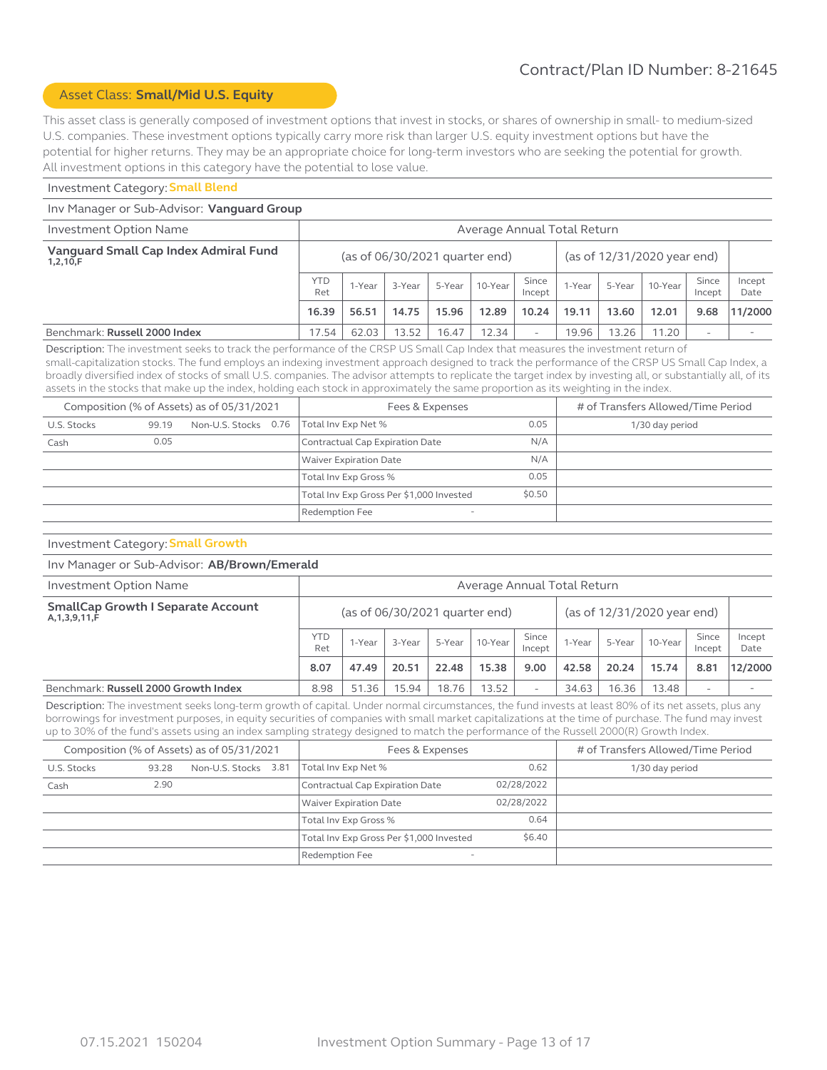Contract/Plan ID Number: 8-21645

## Asset Class: **Small/Mid U.S. Equity**

This asset class is generally composed of investment options that invest in stocks, or shares of ownership in small- to medium-sized U.S. companies. These investment options typically carry more risk than larger U.S. equity investment options but have the potential for higher returns. They may be an appropriate choice for long-term investors who are seeking the potential for growth. All investment options in this category have the potential to lose value.

### Investment Category: Small Blend

Inv Manager or Sub-Advisor: **Vanguard Group**

| Investment Option Name | Average Annual Total Return | | | | | | | | | | |
|---|---|---|---|---|---|---|---|---|---|---|---|
| **Vanguard Small Cap Index Admiral Fund** 1,2,10,F | (as of 06/30/2021 quarter end) | | | | | | (as of 12/31/2020 year end) | | | | |
| | YTD Ret | 1-Year | 3-Year | 5-Year | 10-Year | Since Incept | 1-Year | 5-Year | 10-Year | Since Incept | Incept Date |
| | **16.39** | **56.51** | **14.75** | **15.96** | **12.89** | **10.24** | **19.11** | **13.60** | **12.01** | **9.68** | **11/2000** |
| Benchmark: **Russell 2000 Index** | 17.54 | 62.03 | 13.52 | 16.47 | 12.34 | - | 19.96 | 13.26 | 11.20 | - | - |

Description: The investment seeks to track the performance of the CRSP US Small Cap Index that measures the investment return of small-capitalization stocks. The fund employs an indexing investment approach designed to track the performance of the CRSP US Small Cap Index, a broadly diversified index of stocks of small U.S. companies. The advisor attempts to replicate the target index by investing all, or substantially all, of its assets in the stocks that make up the index, holding each stock in approximately the same proportion as its weighting in the index.

| Composition (% of Assets) as of 05/31/2021 | | | | Fees & Expenses | | # of Transfers Allowed/Time Period |
|---|---|---|---|---|---|---|
| U.S. Stocks | 99.19 | Non-U.S. Stocks | 0.76 | Total Inv Exp Net % | 0.05 | 1/30 day period |
| Cash | 0.05 | | | Contractual Cap Expiration Date | N/A | |
| | | | | Waiver Expiration Date | N/A | |
| | | | | Total Inv Exp Gross % | 0.05 | |
| | | | | Total Inv Exp Gross Per $1,000 Invested | $0.50 | |
| | | | | Redemption Fee | - | |

### Investment Category: Small Growth

Inv Manager or Sub-Advisor: **AB/Brown/Emerald**

| Investment Option Name | Average Annual Total Return | | | | | | | | | | |
|---|---|---|---|---|---|---|---|---|---|---|---|
| **SmallCap Growth I Separate Account** A,1,3,9,11,F | (as of 06/30/2021 quarter end) | | | | | | (as of 12/31/2020 year end) | | | | |
| | YTD Ret | 1-Year | 3-Year | 5-Year | 10-Year | Since Incept | 1-Year | 5-Year | 10-Year | Since Incept | Incept Date |
| | **8.07** | **47.49** | **20.51** | **22.48** | **15.38** | **9.00** | **42.58** | **20.24** | **15.74** | **8.81** | **12/2000** |
| Benchmark: **Russell 2000 Growth Index** | 8.98 | 51.36 | 15.94 | 18.76 | 13.52 | - | 34.63 | 16.36 | 13.48 | - | - |

Description: The investment seeks long-term growth of capital. Under normal circumstances, the fund invests at least 80% of its net assets, plus any borrowings for investment purposes, in equity securities of companies with small market capitalizations at the time of purchase. The fund may invest up to 30% of the fund's assets using an index sampling strategy designed to match the performance of the Russell 2000(R) Growth Index.

| Composition (% of Assets) as of 05/31/2021 | | | | Fees & Expenses | | # of Transfers Allowed/Time Period |
|---|---|---|---|---|---|---|
| U.S. Stocks | 93.28 | Non-U.S. Stocks | 3.81 | Total Inv Exp Net % | 0.62 | 1/30 day period |
| Cash | 2.90 | | | Contractual Cap Expiration Date | 02/28/2022 | |
| | | | | Waiver Expiration Date | 02/28/2022 | |
| | | | | Total Inv Exp Gross % | 0.64 | |
| | | | | Total Inv Exp Gross Per $1,000 Invested | $6.40 | |
| | | | | Redemption Fee | - | |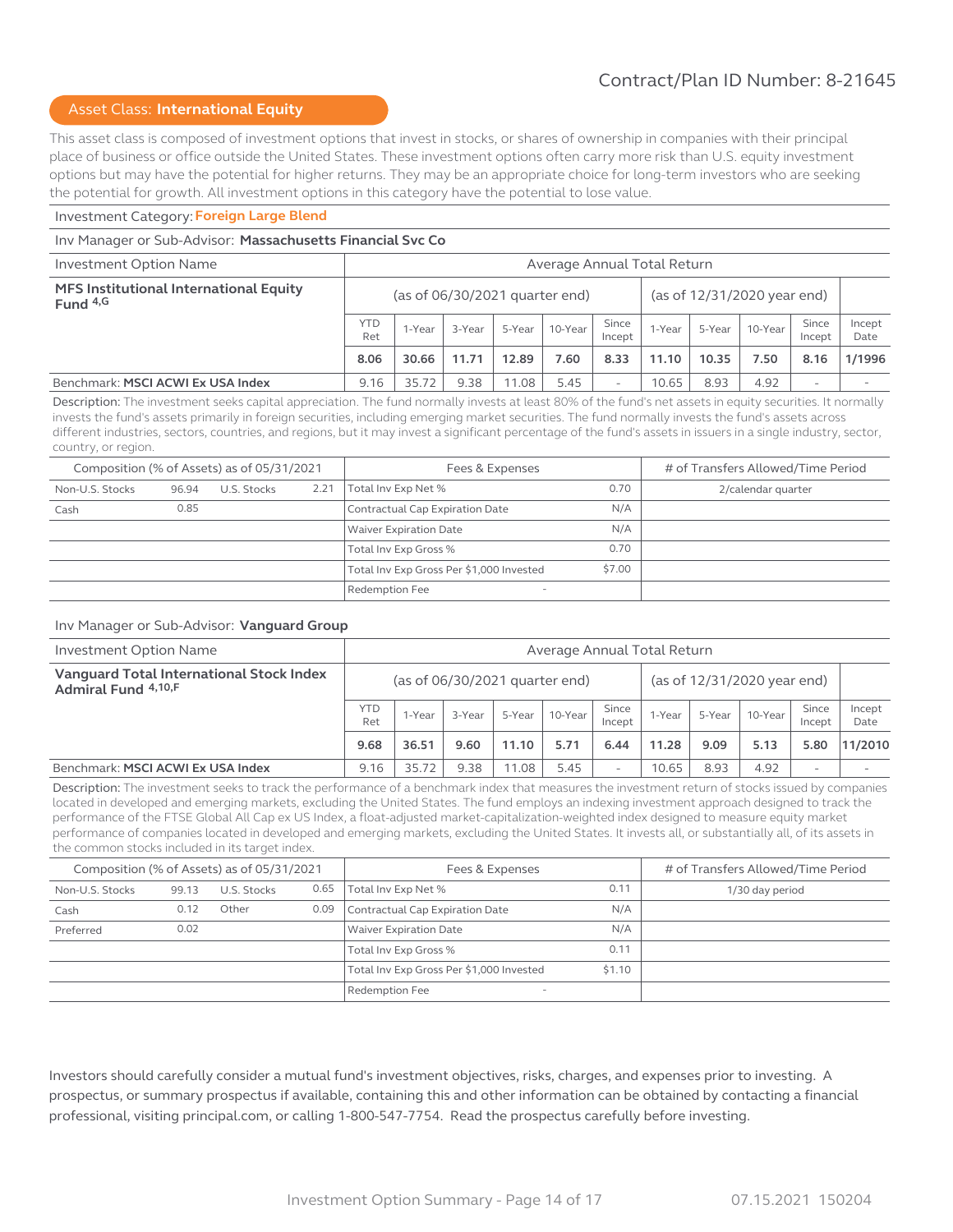Contract/Plan ID Number: 8-21645

## Asset Class: **International Equity**

This asset class is composed of investment options that invest in stocks, or shares of ownership in companies with their principal place of business or office outside the United States. These investment options often carry more risk than U.S. equity investment options but may have the potential for higher returns. They may be an appropriate choice for long-term investors who are seeking the potential for growth. All investment options in this category have the potential to lose value.

Investment Category: **Foreign Large Blend**

Inv Manager or Sub-Advisor: **Massachusetts Financial Svc Co**

| Investment Option Name | Average Annual Total Return | | | | | | | | | | |
|---|---|---|---|---|---|---|---|---|---|---|---|
| **MFS Institutional International Equity Fund [4,G]** | (as of 06/30/2021 quarter end) | | | | | | (as of 12/31/2020 year end) | | | | |
| | YTD Ret | 1-Year | 3-Year | 5-Year | 10-Year | Since Incept | 1-Year | 5-Year | 10-Year | Since Incept | Incept Date |
| | **8.06** | **30.66** | **11.71** | **12.89** | **7.60** | **8.33** | **11.10** | **10.35** | **7.50** | **8.16** | **1/1996** |
| Benchmark: **MSCI ACWI Ex USA Index** | 9.16 | 35.72 | 9.38 | 11.08 | 5.45 | - | 10.65 | 8.93 | 4.92 | - | - |

Description: The investment seeks capital appreciation. The fund normally invests at least 80% of the fund's net assets in equity securities. It normally invests the fund's assets primarily in foreign securities, including emerging market securities. The fund normally invests the fund's assets across different industries, sectors, countries, and regions, but it may invest a significant percentage of the fund's assets in issuers in a single industry, sector, country, or region.

| Composition (% of Assets) as of 05/31/2021 | | | | Fees & Expenses | | # of Transfers Allowed/Time Period |
|---|---|---|---|---|---|---|
| Non-U.S. Stocks | 96.94 | U.S. Stocks | 2.21 | Total Inv Exp Net % | 0.70 | 2/calendar quarter |
| Cash | 0.85 | | | Contractual Cap Expiration Date | N/A | |
| | | | | Waiver Expiration Date | N/A | |
| | | | | Total Inv Exp Gross % | 0.70 | |
| | | | | Total Inv Exp Gross Per $1,000 Invested | $7.00 | |
| | | | | Redemption Fee | - | |

Inv Manager or Sub-Advisor: **Vanguard Group**

| Investment Option Name | Average Annual Total Return | | | | | | | | | | |
|---|---|---|---|---|---|---|---|---|---|---|---|
| **Vanguard Total International Stock Index Admiral Fund [4,10,F]** | (as of 06/30/2021 quarter end) | | | | | | (as of 12/31/2020 year end) | | | | |
| | YTD Ret | 1-Year | 3-Year | 5-Year | 10-Year | Since Incept | 1-Year | 5-Year | 10-Year | Since Incept | Incept Date |
| | **9.68** | **36.51** | **9.60** | **11.10** | **5.71** | **6.44** | **11.28** | **9.09** | **5.13** | **5.80** | **11/2010** |
| Benchmark: **MSCI ACWI Ex USA Index** | 9.16 | 35.72 | 9.38 | 11.08 | 5.45 | - | 10.65 | 8.93 | 4.92 | - | - |

Description: The investment seeks to track the performance of a benchmark index that measures the investment return of stocks issued by companies located in developed and emerging markets, excluding the United States. The fund employs an indexing investment approach designed to track the performance of the FTSE Global All Cap ex US Index, a float-adjusted market-capitalization-weighted index designed to measure equity market performance of companies located in developed and emerging markets, excluding the United States. It invests all, or substantially all, of its assets in the common stocks included in its target index.

| Composition (% of Assets) as of 05/31/2021 | | | | Fees & Expenses | | # of Transfers Allowed/Time Period |
|---|---|---|---|---|---|---|
| Non-U.S. Stocks | 99.13 | U.S. Stocks | 0.65 | Total Inv Exp Net % | 0.11 | 1/30 day period |
| Cash | 0.12 | Other | 0.09 | Contractual Cap Expiration Date | N/A | |
| Preferred | 0.02 | | | Waiver Expiration Date | N/A | |
| | | | | Total Inv Exp Gross % | 0.11 | |
| | | | | Total Inv Exp Gross Per $1,000 Invested | $1.10 | |
| | | | | Redemption Fee | - | |

Investors should carefully consider a mutual fund's investment objectives, risks, charges, and expenses prior to investing. A prospectus, or summary prospectus if available, containing this and other information can be obtained by contacting a financial professional, visiting principal.com, or calling 1-800-547-7754. Read the prospectus carefully before investing.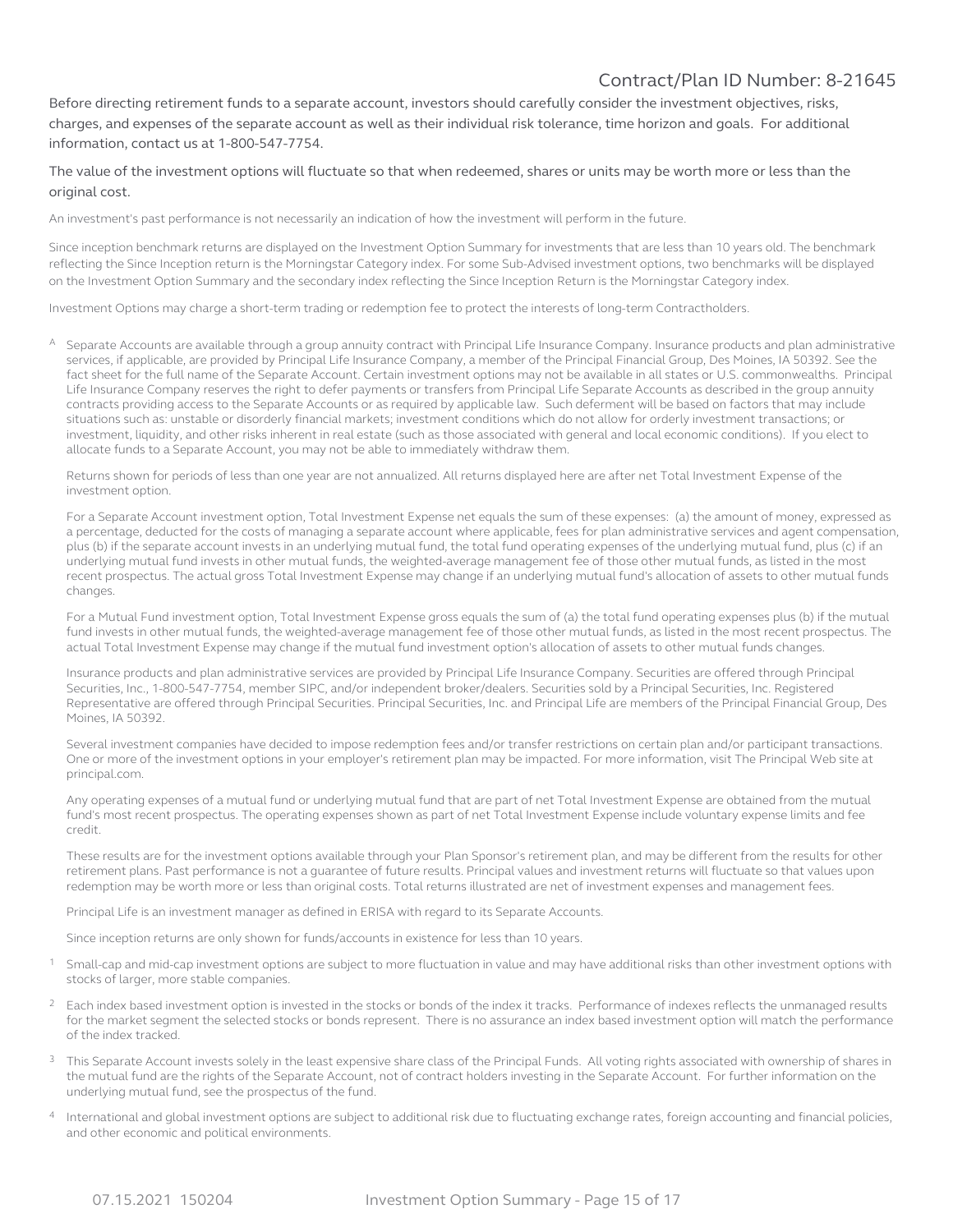Contract/Plan ID Number: 8-21645

Before directing retirement funds to a separate account, investors should carefully consider the investment objectives, risks, charges, and expenses of the separate account as well as their individual risk tolerance, time horizon and goals. For additional information, contact us at 1-800-547-7754.

The value of the investment options will fluctuate so that when redeemed, shares or units may be worth more or less than the original cost.

An investment's past performance is not necessarily an indication of how the investment will perform in the future.

Since inception benchmark returns are displayed on the Investment Option Summary for investments that are less than 10 years old. The benchmark reflecting the Since Inception return is the Morningstar Category index. For some Sub-Advised investment options, two benchmarks will be displayed on the Investment Option Summary and the secondary index reflecting the Since Inception Return is the Morningstar Category index.

Investment Options may charge a short-term trading or redemption fee to protect the interests of long-term Contractholders.

[A] Separate Accounts are available through a group annuity contract with Principal Life Insurance Company. Insurance products and plan administrative services, if applicable, are provided by Principal Life Insurance Company, a member of the Principal Financial Group, Des Moines, IA 50392. See the fact sheet for the full name of the Separate Account. Certain investment options may not be available in all states or U.S. commonwealths. Principal Life Insurance Company reserves the right to defer payments or transfers from Principal Life Separate Accounts as described in the group annuity contracts providing access to the Separate Accounts or as required by applicable law. Such deferment will be based on factors that may include situations such as: unstable or disorderly financial markets; investment conditions which do not allow for orderly investment transactions; or investment, liquidity, and other risks inherent in real estate (such as those associated with general and local economic conditions). If you elect to allocate funds to a Separate Account, you may not be able to immediately withdraw them.

Returns shown for periods of less than one year are not annualized. All returns displayed here are after net Total Investment Expense of the investment option.

For a Separate Account investment option, Total Investment Expense net equals the sum of these expenses: (a) the amount of money, expressed as a percentage, deducted for the costs of managing a separate account where applicable, fees for plan administrative services and agent compensation, plus (b) if the separate account invests in an underlying mutual fund, the total fund operating expenses of the underlying mutual fund, plus (c) if an underlying mutual fund invests in other mutual funds, the weighted-average management fee of those other mutual funds, as listed in the most recent prospectus. The actual gross Total Investment Expense may change if an underlying mutual fund's allocation of assets to other mutual funds changes.

For a Mutual Fund investment option, Total Investment Expense gross equals the sum of (a) the total fund operating expenses plus (b) if the mutual fund invests in other mutual funds, the weighted-average management fee of those other mutual funds, as listed in the most recent prospectus. The actual Total Investment Expense may change if the mutual fund investment option's allocation of assets to other mutual funds changes.

Insurance products and plan administrative services are provided by Principal Life Insurance Company. Securities are offered through Principal Securities, Inc., 1-800-547-7754, member SIPC, and/or independent broker/dealers. Securities sold by a Principal Securities, Inc. Registered Representative are offered through Principal Securities. Principal Securities, Inc. and Principal Life are members of the Principal Financial Group, Des Moines, IA 50392.

Several investment companies have decided to impose redemption fees and/or transfer restrictions on certain plan and/or participant transactions. One or more of the investment options in your employer's retirement plan may be impacted. For more information, visit The Principal Web site at principal.com.

Any operating expenses of a mutual fund or underlying mutual fund that are part of net Total Investment Expense are obtained from the mutual fund's most recent prospectus. The operating expenses shown as part of net Total Investment Expense include voluntary expense limits and fee credit.

These results are for the investment options available through your Plan Sponsor's retirement plan, and may be different from the results for other retirement plans. Past performance is not a guarantee of future results. Principal values and investment returns will fluctuate so that values upon redemption may be worth more or less than original costs. Total returns illustrated are net of investment expenses and management fees.

Principal Life is an investment manager as defined in ERISA with regard to its Separate Accounts.

Since inception returns are only shown for funds/accounts in existence for less than 10 years.

[1] Small-cap and mid-cap investment options are subject to more fluctuation in value and may have additional risks than other investment options with stocks of larger, more stable companies.

[2] Each index based investment option is invested in the stocks or bonds of the index it tracks. Performance of indexes reflects the unmanaged results for the market segment the selected stocks or bonds represent. There is no assurance an index based investment option will match the performance of the index tracked.

[3] This Separate Account invests solely in the least expensive share class of the Principal Funds. All voting rights associated with ownership of shares in the mutual fund are the rights of the Separate Account, not of contract holders investing in the Separate Account. For further information on the underlying mutual fund, see the prospectus of the fund.

[4] International and global investment options are subject to additional risk due to fluctuating exchange rates, foreign accounting and financial policies, and other economic and political environments.

07.15.2021 150204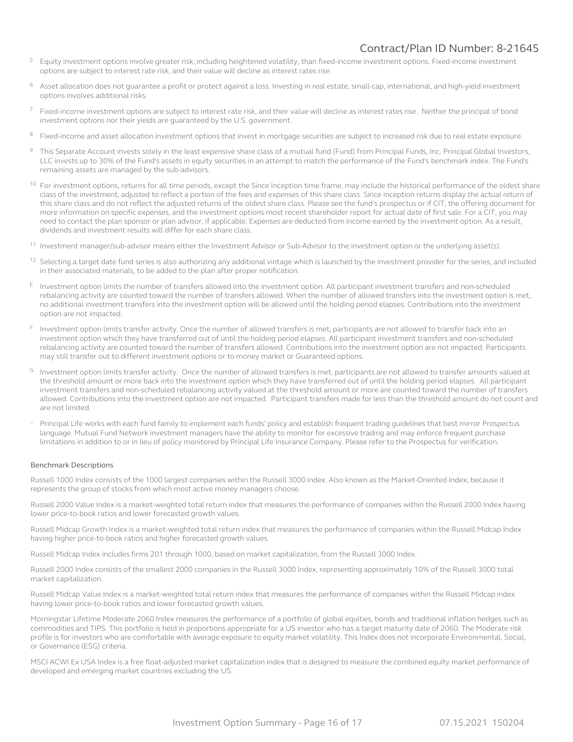[5] Equity investment options involve greater risk, including heightened volatility, than fixed-income investment options. Fixed-income investment options are subject to interest rate risk, and their value will decline as interest rates rise.

[6] Asset allocation does not guarantee a profit or protect against a loss. Investing in real estate, small-cap, international, and high-yield investment options involves additional risks.

[7] Fixed-income investment options are subject to interest rate risk, and their value will decline as interest rates rise. Neither the principal of bond investment options nor their yields are guaranteed by the U.S. government.

[8] Fixed-income and asset allocation investment options that invest in mortgage securities are subject to increased risk due to real estate exposure.

[9] This Separate Account invests solely in the least expensive share class of a mutual fund (Fund) from Principal Funds, Inc. Principal Global Investors, LLC invests up to 30% of the Fund's assets in equity securities in an attempt to match the performance of the Fund's benchmark index. The Fund's remaining assets are managed by the sub-advisors.

[10] For investment options, returns for all time periods, except the Since Inception time frame, may include the historical performance of the oldest share class of the investment, adjusted to reflect a portion of the fees and expenses of this share class. Since Inception returns display the actual return of this share class and do not reflect the adjusted returns of the oldest share class. Please see the fund's prospectus or if CIT, the offering document for more information on specific expenses, and the investment options most recent shareholder report for actual date of first sale. For a CIT, you may need to contact the plan sponsor or plan advisor, if applicable. Expenses are deducted from income earned by the investment option. As a result, dividends and investment results will differ for each share class.

[11] Investment manager/sub-advisor means either the Investment Advisor or Sub-Advisor to the investment option or the underlying asset(s).

[12] Selecting a target date fund series is also authorizing any additional vintage which is launched by the investment provider for the series, and included in their associated materials, to be added to the plan after proper notification.

[E] Investment option limits the number of transfers allowed into the investment option. All participant investment transfers and non-scheduled rebalancing activity are counted toward the number of transfers allowed. When the number of allowed transfers into the investment option is met, no additional investment transfers into the investment option will be allowed until the holding period elapses. Contributions into the investment option are not impacted.

[F] Investment option limits transfer activity. Once the number of allowed transfers is met, participants are not allowed to transfer back into an investment option which they have transferred out of until the holding period elapses. All participant investment transfers and non-scheduled rebalancing activity are counted toward the number of transfers allowed. Contributions into the investment option are not impacted. Participants may still transfer out to different investment options or to money market or Guaranteed options.

[G] Investment option limits transfer activity. Once the number of allowed transfers is met, participants are not allowed to transfer amounts valued at the threshold amount or more back into the investment option which they have transferred out of until the holding period elapses. All participant investment transfers and non-scheduled rebalancing activity valued at the threshold amount or more are counted toward the number of transfers allowed. Contributions into the investment option are not impacted. Participant transfers made for less than the threshold amount do not count and are not limited.

[--] Principal Life works with each fund family to implement each funds' policy and establish frequent trading guidelines that best mirror Prospectus language. Mutual Fund Network investment managers have the ability to monitor for excessive trading and may enforce frequent purchase limitations in addition to or in lieu of policy monitored by Principal Life Insurance Company. Please refer to the Prospectus for verification.

### Benchmark Descriptions

Russell 1000 Index consists of the 1000 largest companies within the Russell 3000 index. Also known as the Market-Oriented Index, because it represents the group of stocks from which most active money managers choose.

Russell 2000 Value Index is a market-weighted total return index that measures the performance of companies within the Russell 2000 Index having lower price-to-book ratios and lower forecasted growth values.

Russell Midcap Growth Index is a market-weighted total return index that measures the performance of companies within the Russell Midcap Index having higher price-to-book ratios and higher forecasted growth values.

Russell Midcap Index includes firms 201 through 1000, based on market capitalization, from the Russell 3000 Index.

Russell 2000 Index consists of the smallest 2000 companies in the Russell 3000 Index, representing approximately 10% of the Russell 3000 total market capitalization.

Russell Midcap Value Index is a market-weighted total return index that measures the performance of companies within the Russell Midcap index having lower price-to-book ratios and lower forecasted growth values.

Morningstar Lifetime Moderate 2060 Index measures the performance of a portfolio of global equities, bonds and traditional inflation hedges such as commodities and TIPS. This portfolio is held in proportions appropriate for a US investor who has a target maturity date of 2060. The Moderate risk profile is for investors who are comfortable with average exposure to equity market volatility. This Index does not incorporate Environmental, Social, or Governance (ESG) criteria.

MSCI ACWI Ex USA Index is a free float-adjusted market capitalization index that is designed to measure the combined equity market performance of developed and emerging market countries excluding the US.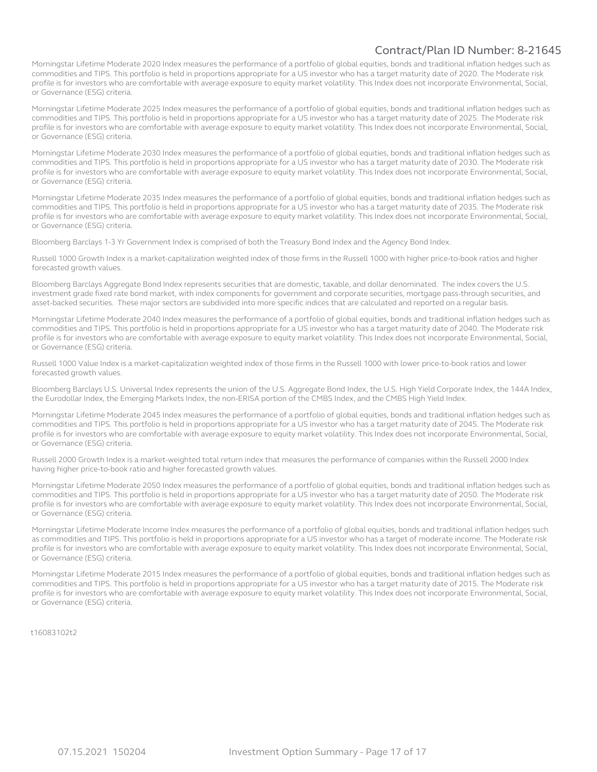Morningstar Lifetime Moderate 2020 Index measures the performance of a portfolio of global equities, bonds and traditional inflation hedges such as commodities and TIPS. This portfolio is held in proportions appropriate for a US investor who has a target maturity date of 2020. The Moderate risk profile is for investors who are comfortable with average exposure to equity market volatility. This Index does not incorporate Environmental, Social, or Governance (ESG) criteria.

Morningstar Lifetime Moderate 2025 Index measures the performance of a portfolio of global equities, bonds and traditional inflation hedges such as commodities and TIPS. This portfolio is held in proportions appropriate for a US investor who has a target maturity date of 2025. The Moderate risk profile is for investors who are comfortable with average exposure to equity market volatility. This Index does not incorporate Environmental, Social, or Governance (ESG) criteria.

Morningstar Lifetime Moderate 2030 Index measures the performance of a portfolio of global equities, bonds and traditional inflation hedges such as commodities and TIPS. This portfolio is held in proportions appropriate for a US investor who has a target maturity date of 2030. The Moderate risk profile is for investors who are comfortable with average exposure to equity market volatility. This Index does not incorporate Environmental, Social, or Governance (ESG) criteria.

Morningstar Lifetime Moderate 2035 Index measures the performance of a portfolio of global equities, bonds and traditional inflation hedges such as commodities and TIPS. This portfolio is held in proportions appropriate for a US investor who has a target maturity date of 2035. The Moderate risk profile is for investors who are comfortable with average exposure to equity market volatility. This Index does not incorporate Environmental, Social, or Governance (ESG) criteria.

Bloomberg Barclays 1-3 Yr Government Index is comprised of both the Treasury Bond Index and the Agency Bond Index.

Russell 1000 Growth Index is a market-capitalization weighted index of those firms in the Russell 1000 with higher price-to-book ratios and higher forecasted growth values.

Bloomberg Barclays Aggregate Bond Index represents securities that are domestic, taxable, and dollar denominated. The index covers the U.S. investment grade fixed rate bond market, with index components for government and corporate securities, mortgage pass-through securities, and asset-backed securities. These major sectors are subdivided into more specific indices that are calculated and reported on a regular basis.

Morningstar Lifetime Moderate 2040 Index measures the performance of a portfolio of global equities, bonds and traditional inflation hedges such as commodities and TIPS. This portfolio is held in proportions appropriate for a US investor who has a target maturity date of 2040. The Moderate risk profile is for investors who are comfortable with average exposure to equity market volatility. This Index does not incorporate Environmental, Social, or Governance (ESG) criteria.

Russell 1000 Value Index is a market-capitalization weighted index of those firms in the Russell 1000 with lower price-to-book ratios and lower forecasted growth values.

Bloomberg Barclays U.S. Universal Index represents the union of the U.S. Aggregate Bond Index, the U.S. High Yield Corporate Index, the 144A Index, the Eurodollar Index, the Emerging Markets Index, the non-ERISA portion of the CMBS Index, and the CMBS High Yield Index.

Morningstar Lifetime Moderate 2045 Index measures the performance of a portfolio of global equities, bonds and traditional inflation hedges such as commodities and TIPS. This portfolio is held in proportions appropriate for a US investor who has a target maturity date of 2045. The Moderate risk profile is for investors who are comfortable with average exposure to equity market volatility. This Index does not incorporate Environmental, Social, or Governance (ESG) criteria.

Russell 2000 Growth Index is a market-weighted total return index that measures the performance of companies within the Russell 2000 Index having higher price-to-book ratio and higher forecasted growth values.

Morningstar Lifetime Moderate 2050 Index measures the performance of a portfolio of global equities, bonds and traditional inflation hedges such as commodities and TIPS. This portfolio is held in proportions appropriate for a US investor who has a target maturity date of 2050. The Moderate risk profile is for investors who are comfortable with average exposure to equity market volatility. This Index does not incorporate Environmental, Social, or Governance (ESG) criteria.

Morningstar Lifetime Moderate Income Index measures the performance of a portfolio of global equities, bonds and traditional inflation hedges such as commodities and TIPS. This portfolio is held in proportions appropriate for a US investor who has a target of moderate income. The Moderate risk profile is for investors who are comfortable with average exposure to equity market volatility. This Index does not incorporate Environmental, Social, or Governance (ESG) criteria.

Morningstar Lifetime Moderate 2015 Index measures the performance of a portfolio of global equities, bonds and traditional inflation hedges such as commodities and TIPS. This portfolio is held in proportions appropriate for a US investor who has a target maturity date of 2015. The Moderate risk profile is for investors who are comfortable with average exposure to equity market volatility. This Index does not incorporate Environmental, Social, or Governance (ESG) criteria.

t16083102t2